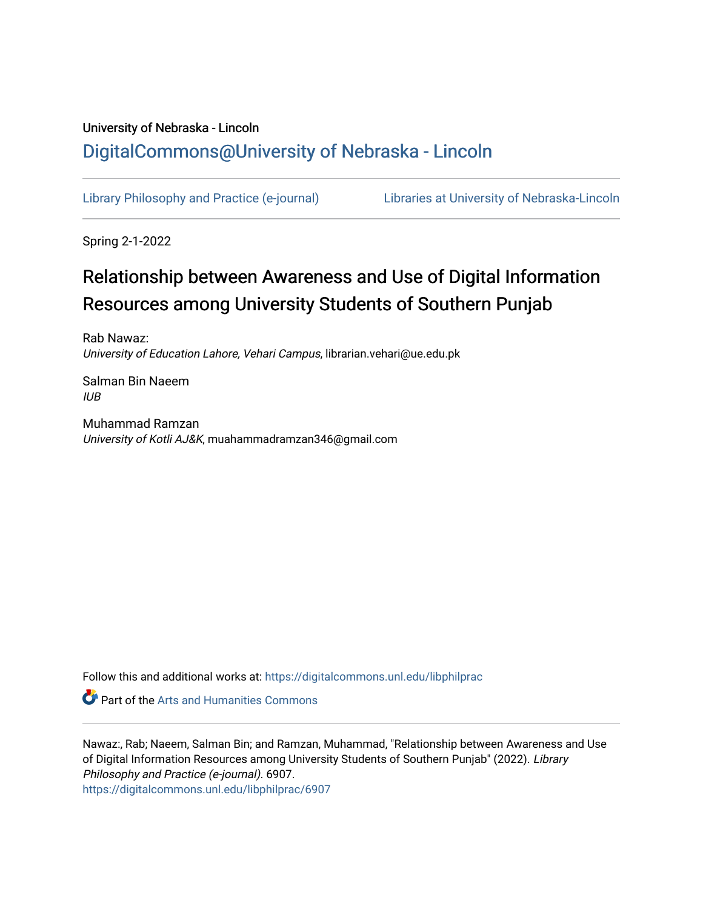University of Nebraska - Lincoln

## DigitalCommons@University of Nebraska - Lincoln

Library Philosophy and Practice (e-journal)    Libraries at University of Nebraska-Lincoln

Spring 2-1-2022

# Relationship between Awareness and Use of Digital Information Resources among University Students of Southern Punjab

Rab Nawaz:
*University of Education Lahore, Vehari Campus*, librarian.vehari@ue.edu.pk

Salman Bin Naeem
*IUB*

Muhammad Ramzan
*University of Kotli AJ&K*, muahammadramzan346@gmail.com

Follow this and additional works at: https://digitalcommons.unl.edu/libphilprac

Part of the Arts and Humanities Commons

Nawaz:, Rab; Naeem, Salman Bin; and Ramzan, Muhammad, "Relationship between Awareness and Use of Digital Information Resources among University Students of Southern Punjab" (2022). *Library Philosophy and Practice (e-journal)*. 6907.
https://digitalcommons.unl.edu/libphilprac/6907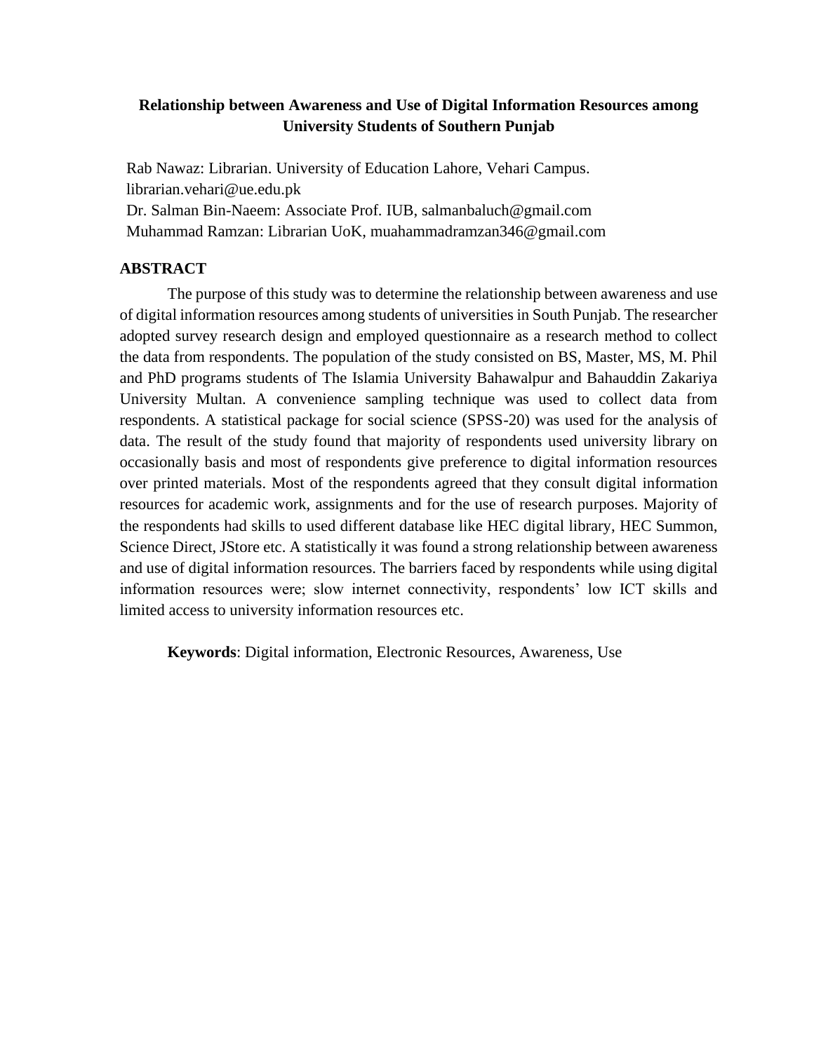# Relationship between Awareness and Use of Digital Information Resources among University Students of Southern Punjab

Rab Nawaz: Librarian. University of Education Lahore, Vehari Campus. librarian.vehari@ue.edu.pk
Dr. Salman Bin-Naeem: Associate Prof. IUB, salmanbaluch@gmail.com
Muhammad Ramzan: Librarian UoK, muahammadramzan346@gmail.com

## ABSTRACT

The purpose of this study was to determine the relationship between awareness and use of digital information resources among students of universities in South Punjab. The researcher adopted survey research design and employed questionnaire as a research method to collect the data from respondents. The population of the study consisted on BS, Master, MS, M. Phil and PhD programs students of The Islamia University Bahawalpur and Bahauddin Zakariya University Multan. A convenience sampling technique was used to collect data from respondents. A statistical package for social science (SPSS-20) was used for the analysis of data. The result of the study found that majority of respondents used university library on occasionally basis and most of respondents give preference to digital information resources over printed materials. Most of the respondents agreed that they consult digital information resources for academic work, assignments and for the use of research purposes. Majority of the respondents had skills to used different database like HEC digital library, HEC Summon, Science Direct, JStore etc. A statistically it was found a strong relationship between awareness and use of digital information resources. The barriers faced by respondents while using digital information resources were; slow internet connectivity, respondents' low ICT skills and limited access to university information resources etc.

**Keywords**: Digital information, Electronic Resources, Awareness, Use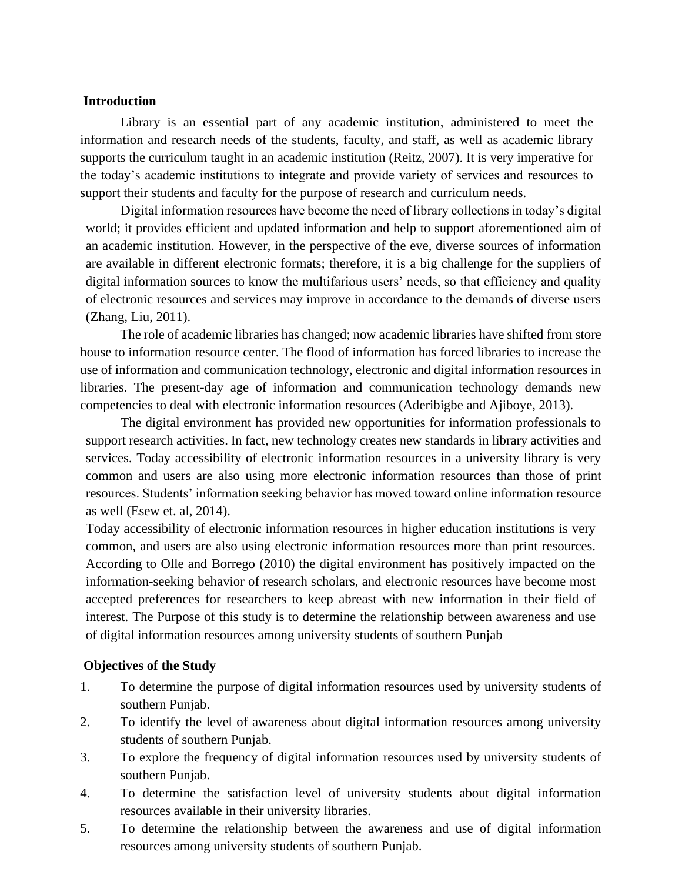## Introduction

Library is an essential part of any academic institution, administered to meet the information and research needs of the students, faculty, and staff, as well as academic library supports the curriculum taught in an academic institution (Reitz, 2007). It is very imperative for the today's academic institutions to integrate and provide variety of services and resources to support their students and faculty for the purpose of research and curriculum needs.

Digital information resources have become the need of library collections in today's digital world; it provides efficient and updated information and help to support aforementioned aim of an academic institution. However, in the perspective of the eve, diverse sources of information are available in different electronic formats; therefore, it is a big challenge for the suppliers of digital information sources to know the multifarious users' needs, so that efficiency and quality of electronic resources and services may improve in accordance to the demands of diverse users (Zhang, Liu, 2011).

The role of academic libraries has changed; now academic libraries have shifted from store house to information resource center. The flood of information has forced libraries to increase the use of information and communication technology, electronic and digital information resources in libraries. The present-day age of information and communication technology demands new competencies to deal with electronic information resources (Aderibigbe and Ajiboye, 2013).

The digital environment has provided new opportunities for information professionals to support research activities. In fact, new technology creates new standards in library activities and services. Today accessibility of electronic information resources in a university library is very common and users are also using more electronic information resources than those of print resources. Students' information seeking behavior has moved toward online information resource as well (Esew et. al, 2014).

Today accessibility of electronic information resources in higher education institutions is very common, and users are also using electronic information resources more than print resources. According to Olle and Borrego (2010) the digital environment has positively impacted on the information-seeking behavior of research scholars, and electronic resources have become most accepted preferences for researchers to keep abreast with new information in their field of interest. The Purpose of this study is to determine the relationship between awareness and use of digital information resources among university students of southern Punjab

## Objectives of the Study

1. To determine the purpose of digital information resources used by university students of southern Punjab.
2. To identify the level of awareness about digital information resources among university students of southern Punjab.
3. To explore the frequency of digital information resources used by university students of southern Punjab.
4. To determine the satisfaction level of university students about digital information resources available in their university libraries.
5. To determine the relationship between the awareness and use of digital information resources among university students of southern Punjab.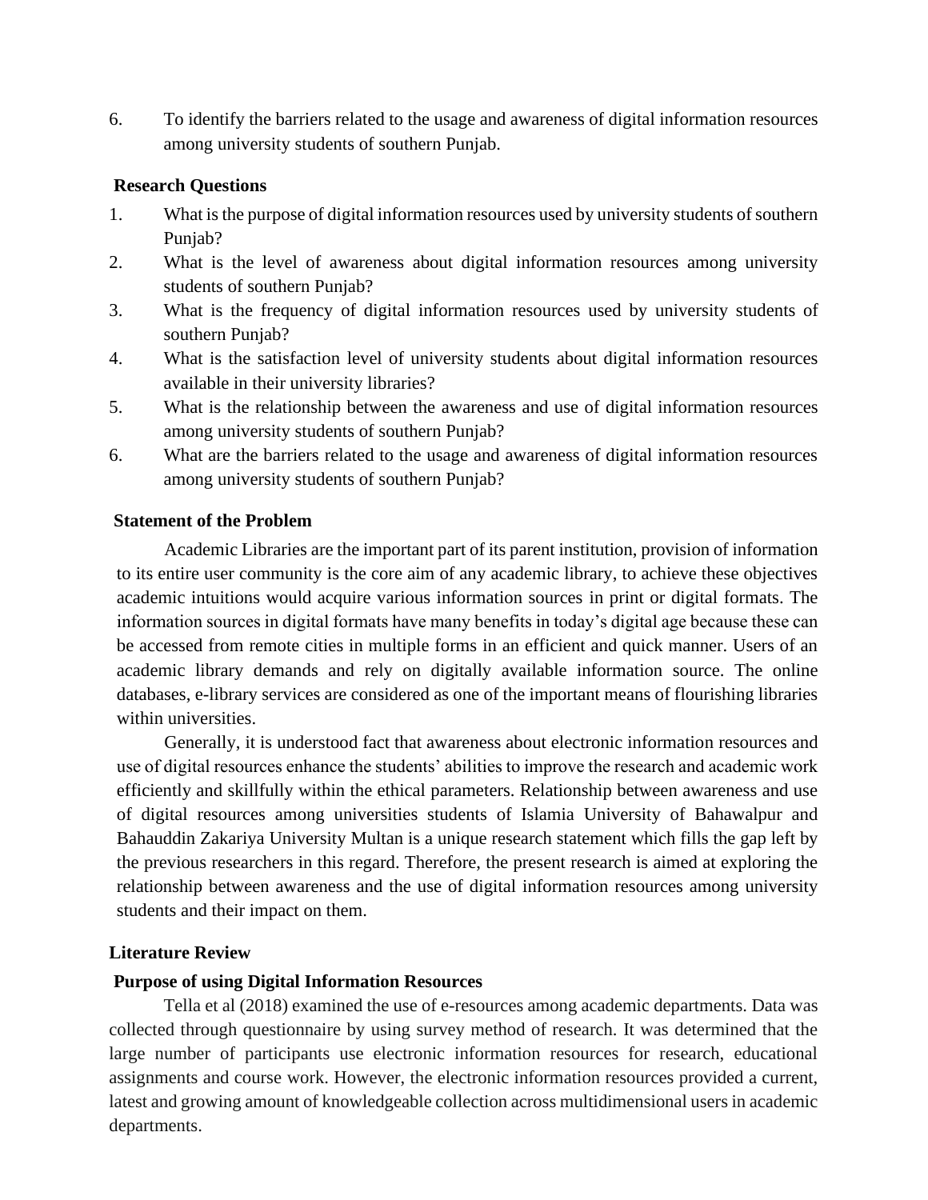6. To identify the barriers related to the usage and awareness of digital information resources among university students of southern Punjab.

### Research Questions

1. What is the purpose of digital information resources used by university students of southern Punjab?
2. What is the level of awareness about digital information resources among university students of southern Punjab?
3. What is the frequency of digital information resources used by university students of southern Punjab?
4. What is the satisfaction level of university students about digital information resources available in their university libraries?
5. What is the relationship between the awareness and use of digital information resources among university students of southern Punjab?
6. What are the barriers related to the usage and awareness of digital information resources among university students of southern Punjab?

### Statement of the Problem

Academic Libraries are the important part of its parent institution, provision of information to its entire user community is the core aim of any academic library, to achieve these objectives academic intuitions would acquire various information sources in print or digital formats. The information sources in digital formats have many benefits in today's digital age because these can be accessed from remote cities in multiple forms in an efficient and quick manner. Users of an academic library demands and rely on digitally available information source. The online databases, e-library services are considered as one of the important means of flourishing libraries within universities.

Generally, it is understood fact that awareness about electronic information resources and use of digital resources enhance the students' abilities to improve the research and academic work efficiently and skillfully within the ethical parameters. Relationship between awareness and use of digital resources among universities students of Islamia University of Bahawalpur and Bahauddin Zakariya University Multan is a unique research statement which fills the gap left by the previous researchers in this regard. Therefore, the present research is aimed at exploring the relationship between awareness and the use of digital information resources among university students and their impact on them.

## Literature Review

### Purpose of using Digital Information Resources

Tella et al (2018) examined the use of e-resources among academic departments. Data was collected through questionnaire by using survey method of research. It was determined that the large number of participants use electronic information resources for research, educational assignments and course work. However, the electronic information resources provided a current, latest and growing amount of knowledgeable collection across multidimensional users in academic departments.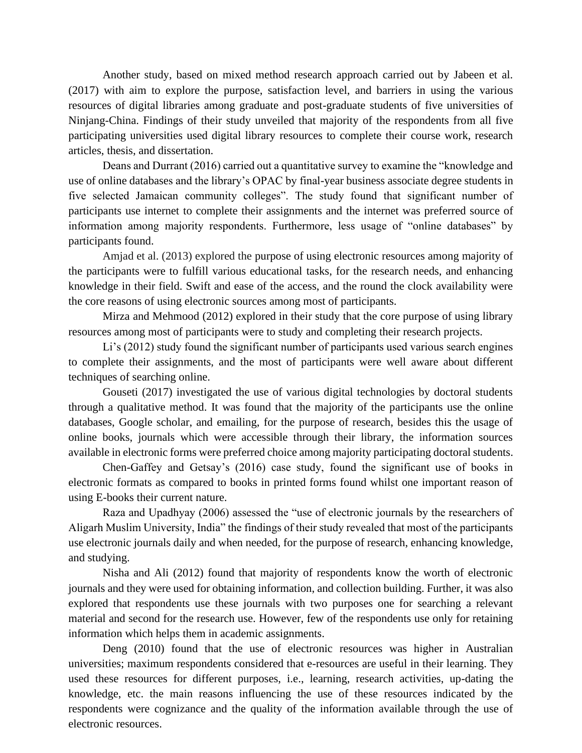Another study, based on mixed method research approach carried out by Jabeen et al. (2017) with aim to explore the purpose, satisfaction level, and barriers in using the various resources of digital libraries among graduate and post-graduate students of five universities of Ninjang-China. Findings of their study unveiled that majority of the respondents from all five participating universities used digital library resources to complete their course work, research articles, thesis, and dissertation.

Deans and Durrant (2016) carried out a quantitative survey to examine the "knowledge and use of online databases and the library's OPAC by final-year business associate degree students in five selected Jamaican community colleges". The study found that significant number of participants use internet to complete their assignments and the internet was preferred source of information among majority respondents. Furthermore, less usage of "online databases" by participants found.

Amjad et al. (2013) explored the purpose of using electronic resources among majority of the participants were to fulfill various educational tasks, for the research needs, and enhancing knowledge in their field. Swift and ease of the access, and the round the clock availability were the core reasons of using electronic sources among most of participants.

Mirza and Mehmood (2012) explored in their study that the core purpose of using library resources among most of participants were to study and completing their research projects.

Li's (2012) study found the significant number of participants used various search engines to complete their assignments, and the most of participants were well aware about different techniques of searching online.

Gouseti (2017) investigated the use of various digital technologies by doctoral students through a qualitative method. It was found that the majority of the participants use the online databases, Google scholar, and emailing, for the purpose of research, besides this the usage of online books, journals which were accessible through their library, the information sources available in electronic forms were preferred choice among majority participating doctoral students.

Chen-Gaffey and Getsay's (2016) case study, found the significant use of books in electronic formats as compared to books in printed forms found whilst one important reason of using E-books their current nature.

Raza and Upadhyay (2006) assessed the "use of electronic journals by the researchers of Aligarh Muslim University, India" the findings of their study revealed that most of the participants use electronic journals daily and when needed, for the purpose of research, enhancing knowledge, and studying.

Nisha and Ali (2012) found that majority of respondents know the worth of electronic journals and they were used for obtaining information, and collection building. Further, it was also explored that respondents use these journals with two purposes one for searching a relevant material and second for the research use. However, few of the respondents use only for retaining information which helps them in academic assignments.

Deng (2010) found that the use of electronic resources was higher in Australian universities; maximum respondents considered that e-resources are useful in their learning. They used these resources for different purposes, i.e., learning, research activities, up-dating the knowledge, etc. the main reasons influencing the use of these resources indicated by the respondents were cognizance and the quality of the information available through the use of electronic resources.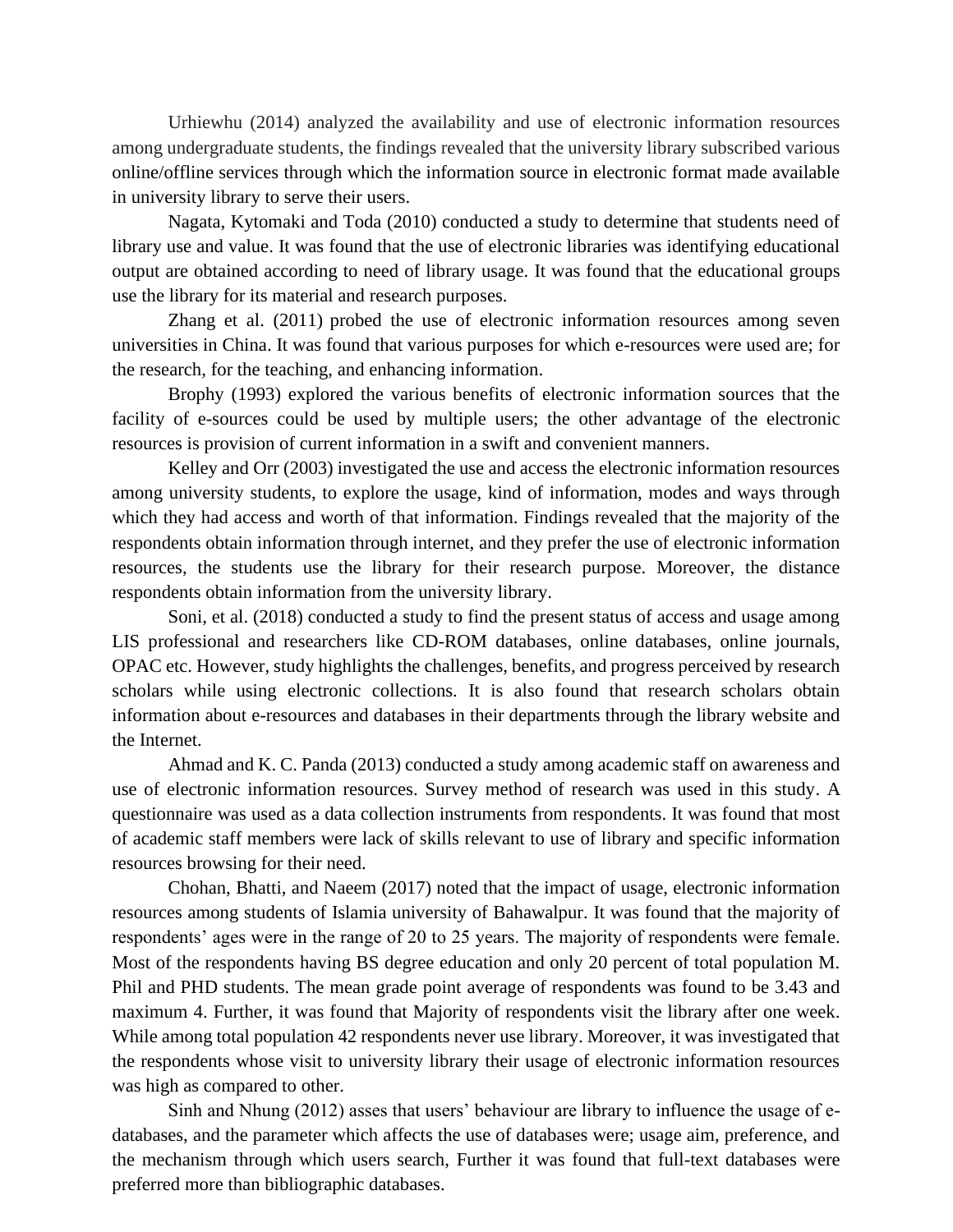Urhiewhu (2014) analyzed the availability and use of electronic information resources among undergraduate students, the findings revealed that the university library subscribed various online/offline services through which the information source in electronic format made available in university library to serve their users.

Nagata, Kytomaki and Toda (2010) conducted a study to determine that students need of library use and value. It was found that the use of electronic libraries was identifying educational output are obtained according to need of library usage. It was found that the educational groups use the library for its material and research purposes.

Zhang et al. (2011) probed the use of electronic information resources among seven universities in China. It was found that various purposes for which e-resources were used are; for the research, for the teaching, and enhancing information.

Brophy (1993) explored the various benefits of electronic information sources that the facility of e-sources could be used by multiple users; the other advantage of the electronic resources is provision of current information in a swift and convenient manners.

Kelley and Orr (2003) investigated the use and access the electronic information resources among university students, to explore the usage, kind of information, modes and ways through which they had access and worth of that information. Findings revealed that the majority of the respondents obtain information through internet, and they prefer the use of electronic information resources, the students use the library for their research purpose. Moreover, the distance respondents obtain information from the university library.

Soni, et al. (2018) conducted a study to find the present status of access and usage among LIS professional and researchers like CD-ROM databases, online databases, online journals, OPAC etc. However, study highlights the challenges, benefits, and progress perceived by research scholars while using electronic collections. It is also found that research scholars obtain information about e-resources and databases in their departments through the library website and the Internet.

Ahmad and K. C. Panda (2013) conducted a study among academic staff on awareness and use of electronic information resources. Survey method of research was used in this study. A questionnaire was used as a data collection instruments from respondents. It was found that most of academic staff members were lack of skills relevant to use of library and specific information resources browsing for their need.

Chohan, Bhatti, and Naeem (2017) noted that the impact of usage, electronic information resources among students of Islamia university of Bahawalpur. It was found that the majority of respondents' ages were in the range of 20 to 25 years. The majority of respondents were female. Most of the respondents having BS degree education and only 20 percent of total population M. Phil and PHD students. The mean grade point average of respondents was found to be 3.43 and maximum 4. Further, it was found that Majority of respondents visit the library after one week. While among total population 42 respondents never use library. Moreover, it was investigated that the respondents whose visit to university library their usage of electronic information resources was high as compared to other.

Sinh and Nhung (2012) asses that users' behaviour are library to influence the usage of e-databases, and the parameter which affects the use of databases were; usage aim, preference, and the mechanism through which users search, Further it was found that full-text databases were preferred more than bibliographic databases.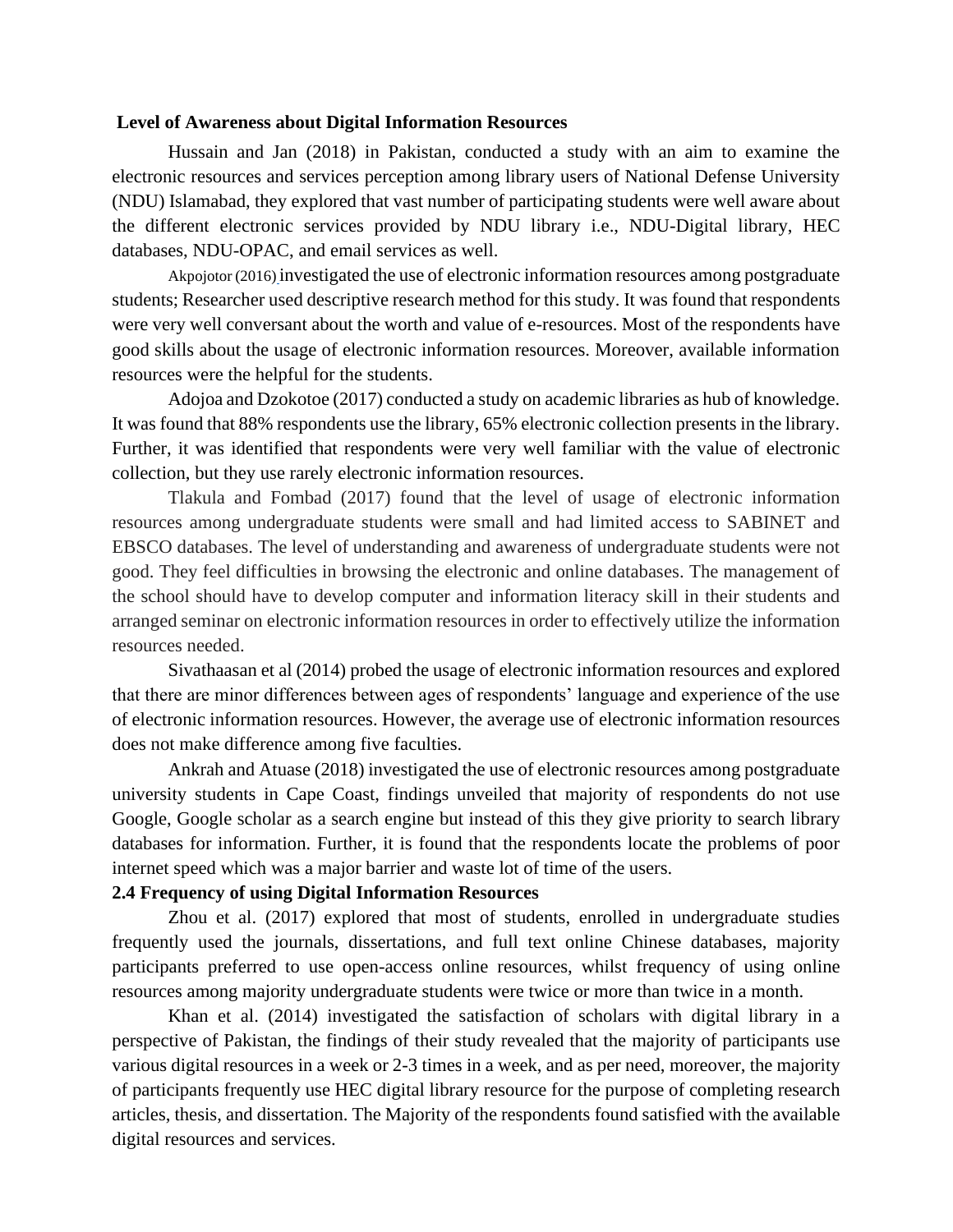**Level of Awareness about Digital Information Resources**

Hussain and Jan (2018) in Pakistan, conducted a study with an aim to examine the electronic resources and services perception among library users of National Defense University (NDU) Islamabad, they explored that vast number of participating students were well aware about the different electronic services provided by NDU library i.e., NDU-Digital library, HEC databases, NDU-OPAC, and email services as well.

Akpojotor (2016) investigated the use of electronic information resources among postgraduate students; Researcher used descriptive research method for this study. It was found that respondents were very well conversant about the worth and value of e-resources. Most of the respondents have good skills about the usage of electronic information resources. Moreover, available information resources were the helpful for the students.

Adojoa and Dzokotoe (2017) conducted a study on academic libraries as hub of knowledge. It was found that 88% respondents use the library, 65% electronic collection presents in the library. Further, it was identified that respondents were very well familiar with the value of electronic collection, but they use rarely electronic information resources.

Tlakula and Fombad (2017) found that the level of usage of electronic information resources among undergraduate students were small and had limited access to SABINET and EBSCO databases. The level of understanding and awareness of undergraduate students were not good. They feel difficulties in browsing the electronic and online databases. The management of the school should have to develop computer and information literacy skill in their students and arranged seminar on electronic information resources in order to effectively utilize the information resources needed.

Sivathaasan et al (2014) probed the usage of electronic information resources and explored that there are minor differences between ages of respondents' language and experience of the use of electronic information resources. However, the average use of electronic information resources does not make difference among five faculties.

Ankrah and Atuase (2018) investigated the use of electronic resources among postgraduate university students in Cape Coast, findings unveiled that majority of respondents do not use Google, Google scholar as a search engine but instead of this they give priority to search library databases for information. Further, it is found that the respondents locate the problems of poor internet speed which was a major barrier and waste lot of time of the users.

**2.4 Frequency of using Digital Information Resources**

Zhou et al. (2017) explored that most of students, enrolled in undergraduate studies frequently used the journals, dissertations, and full text online Chinese databases, majority participants preferred to use open-access online resources, whilst frequency of using online resources among majority undergraduate students were twice or more than twice in a month.

Khan et al. (2014) investigated the satisfaction of scholars with digital library in a perspective of Pakistan, the findings of their study revealed that the majority of participants use various digital resources in a week or 2-3 times in a week, and as per need, moreover, the majority of participants frequently use HEC digital library resource for the purpose of completing research articles, thesis, and dissertation. The Majority of the respondents found satisfied with the available digital resources and services.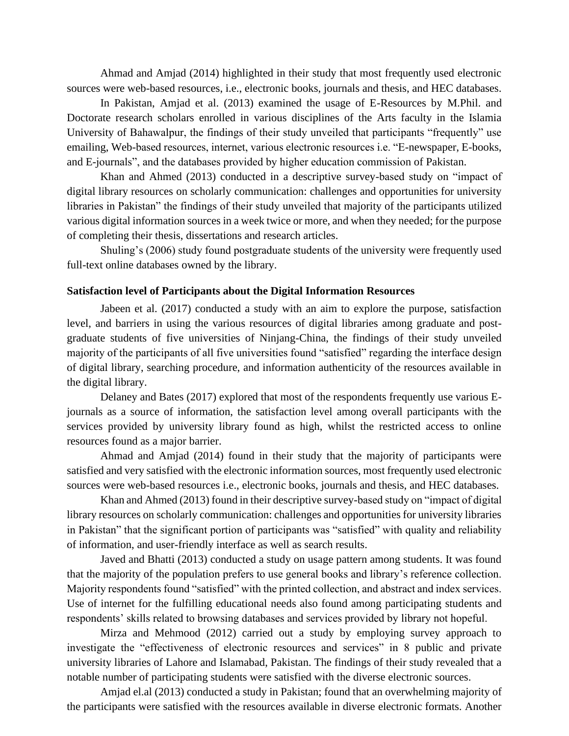Ahmad and Amjad (2014) highlighted in their study that most frequently used electronic sources were web-based resources, i.e., electronic books, journals and thesis, and HEC databases.

In Pakistan, Amjad et al. (2013) examined the usage of E-Resources by M.Phil. and Doctorate research scholars enrolled in various disciplines of the Arts faculty in the Islamia University of Bahawalpur, the findings of their study unveiled that participants "frequently" use emailing, Web-based resources, internet, various electronic resources i.e. "E-newspaper, E-books, and E-journals", and the databases provided by higher education commission of Pakistan.

Khan and Ahmed (2013) conducted in a descriptive survey-based study on "impact of digital library resources on scholarly communication: challenges and opportunities for university libraries in Pakistan" the findings of their study unveiled that majority of the participants utilized various digital information sources in a week twice or more, and when they needed; for the purpose of completing their thesis, dissertations and research articles.

Shuling's (2006) study found postgraduate students of the university were frequently used full-text online databases owned by the library.

**Satisfaction level of Participants about the Digital Information Resources**

Jabeen et al. (2017) conducted a study with an aim to explore the purpose, satisfaction level, and barriers in using the various resources of digital libraries among graduate and post-graduate students of five universities of Ninjang-China, the findings of their study unveiled majority of the participants of all five universities found "satisfied" regarding the interface design of digital library, searching procedure, and information authenticity of the resources available in the digital library.

Delaney and Bates (2017) explored that most of the respondents frequently use various E-journals as a source of information, the satisfaction level among overall participants with the services provided by university library found as high, whilst the restricted access to online resources found as a major barrier.

Ahmad and Amjad (2014) found in their study that the majority of participants were satisfied and very satisfied with the electronic information sources, most frequently used electronic sources were web-based resources i.e., electronic books, journals and thesis, and HEC databases.

Khan and Ahmed (2013) found in their descriptive survey-based study on "impact of digital library resources on scholarly communication: challenges and opportunities for university libraries in Pakistan" that the significant portion of participants was "satisfied" with quality and reliability of information, and user-friendly interface as well as search results.

Javed and Bhatti (2013) conducted a study on usage pattern among students. It was found that the majority of the population prefers to use general books and library's reference collection. Majority respondents found "satisfied" with the printed collection, and abstract and index services. Use of internet for the fulfilling educational needs also found among participating students and respondents' skills related to browsing databases and services provided by library not hopeful.

Mirza and Mehmood (2012) carried out a study by employing survey approach to investigate the "effectiveness of electronic resources and services" in 8 public and private university libraries of Lahore and Islamabad, Pakistan. The findings of their study revealed that a notable number of participating students were satisfied with the diverse electronic sources.

Amjad el.al (2013) conducted a study in Pakistan; found that an overwhelming majority of the participants were satisfied with the resources available in diverse electronic formats. Another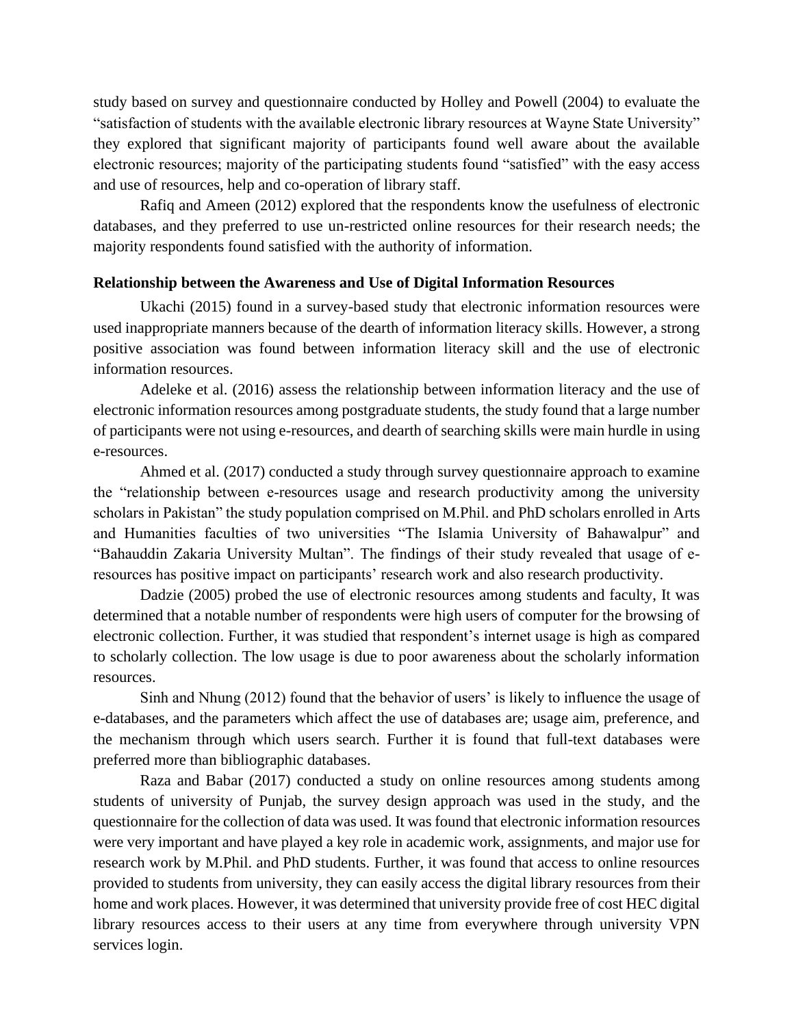study based on survey and questionnaire conducted by Holley and Powell (2004) to evaluate the "satisfaction of students with the available electronic library resources at Wayne State University" they explored that significant majority of participants found well aware about the available electronic resources; majority of the participating students found "satisfied" with the easy access and use of resources, help and co-operation of library staff.

Rafiq and Ameen (2012) explored that the respondents know the usefulness of electronic databases, and they preferred to use un-restricted online resources for their research needs; the majority respondents found satisfied with the authority of information.

**Relationship between the Awareness and Use of Digital Information Resources**

Ukachi (2015) found in a survey-based study that electronic information resources were used inappropriate manners because of the dearth of information literacy skills. However, a strong positive association was found between information literacy skill and the use of electronic information resources.

Adeleke et al. (2016) assess the relationship between information literacy and the use of electronic information resources among postgraduate students, the study found that a large number of participants were not using e-resources, and dearth of searching skills were main hurdle in using e-resources.

Ahmed et al. (2017) conducted a study through survey questionnaire approach to examine the "relationship between e-resources usage and research productivity among the university scholars in Pakistan" the study population comprised on M.Phil. and PhD scholars enrolled in Arts and Humanities faculties of two universities "The Islamia University of Bahawalpur" and "Bahauddin Zakaria University Multan". The findings of their study revealed that usage of e-resources has positive impact on participants' research work and also research productivity.

Dadzie (2005) probed the use of electronic resources among students and faculty, It was determined that a notable number of respondents were high users of computer for the browsing of electronic collection. Further, it was studied that respondent's internet usage is high as compared to scholarly collection. The low usage is due to poor awareness about the scholarly information resources.

Sinh and Nhung (2012) found that the behavior of users' is likely to influence the usage of e-databases, and the parameters which affect the use of databases are; usage aim, preference, and the mechanism through which users search. Further it is found that full-text databases were preferred more than bibliographic databases.

Raza and Babar (2017) conducted a study on online resources among students among students of university of Punjab, the survey design approach was used in the study, and the questionnaire for the collection of data was used. It was found that electronic information resources were very important and have played a key role in academic work, assignments, and major use for research work by M.Phil. and PhD students. Further, it was found that access to online resources provided to students from university, they can easily access the digital library resources from their home and work places. However, it was determined that university provide free of cost HEC digital library resources access to their users at any time from everywhere through university VPN services login.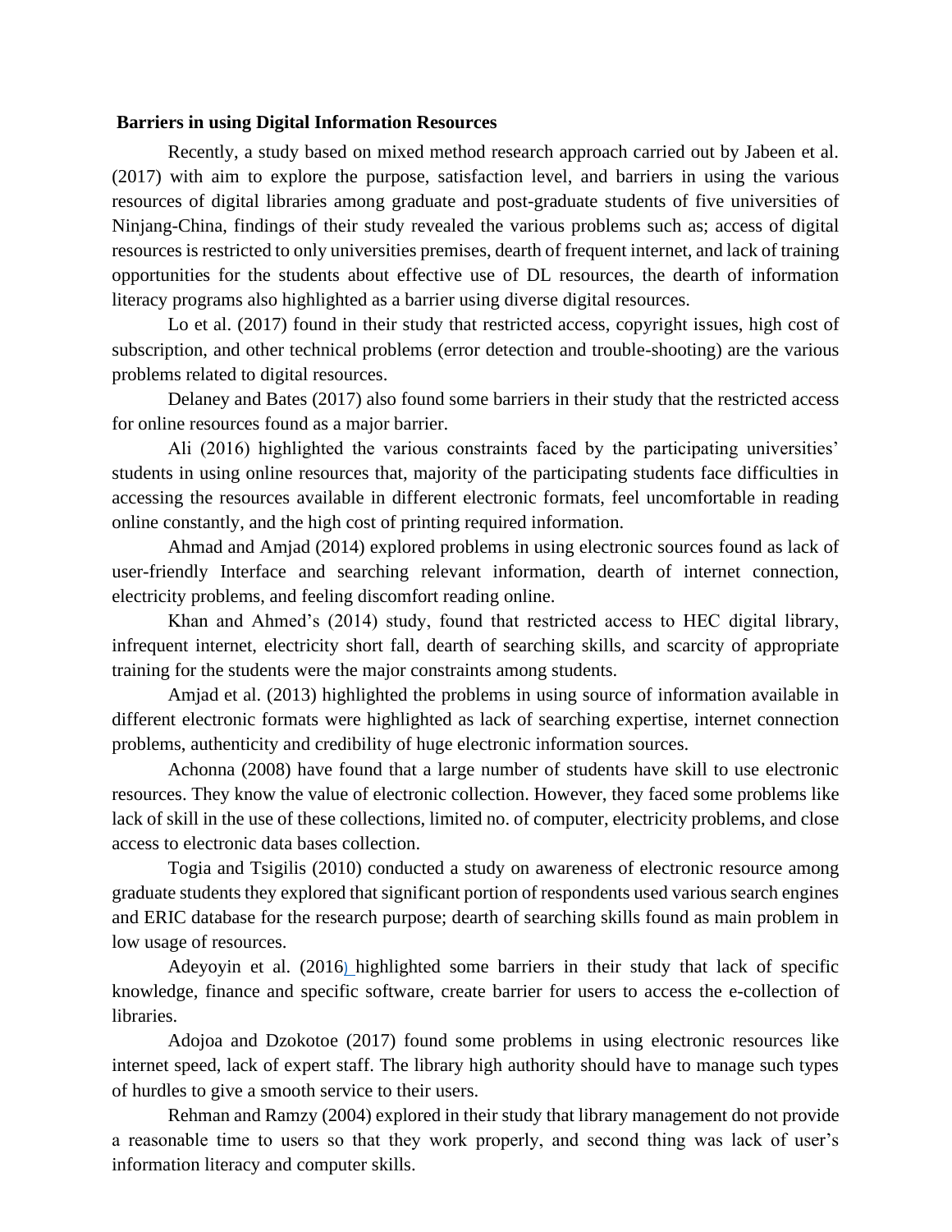**Barriers in using Digital Information Resources**

Recently, a study based on mixed method research approach carried out by Jabeen et al. (2017) with aim to explore the purpose, satisfaction level, and barriers in using the various resources of digital libraries among graduate and post-graduate students of five universities of Ninjang-China, findings of their study revealed the various problems such as; access of digital resources is restricted to only universities premises, dearth of frequent internet, and lack of training opportunities for the students about effective use of DL resources, the dearth of information literacy programs also highlighted as a barrier using diverse digital resources.

Lo et al. (2017) found in their study that restricted access, copyright issues, high cost of subscription, and other technical problems (error detection and trouble-shooting) are the various problems related to digital resources.

Delaney and Bates (2017) also found some barriers in their study that the restricted access for online resources found as a major barrier.

Ali (2016) highlighted the various constraints faced by the participating universities' students in using online resources that, majority of the participating students face difficulties in accessing the resources available in different electronic formats, feel uncomfortable in reading online constantly, and the high cost of printing required information.

Ahmad and Amjad (2014) explored problems in using electronic sources found as lack of user-friendly Interface and searching relevant information, dearth of internet connection, electricity problems, and feeling discomfort reading online.

Khan and Ahmed's (2014) study, found that restricted access to HEC digital library, infrequent internet, electricity short fall, dearth of searching skills, and scarcity of appropriate training for the students were the major constraints among students.

Amjad et al. (2013) highlighted the problems in using source of information available in different electronic formats were highlighted as lack of searching expertise, internet connection problems, authenticity and credibility of huge electronic information sources.

Achonna (2008) have found that a large number of students have skill to use electronic resources. They know the value of electronic collection. However, they faced some problems like lack of skill in the use of these collections, limited no. of computer, electricity problems, and close access to electronic data bases collection.

Togia and Tsigilis (2010) conducted a study on awareness of electronic resource among graduate students they explored that significant portion of respondents used various search engines and ERIC database for the research purpose; dearth of searching skills found as main problem in low usage of resources.

Adeyoyin et al. (2016) highlighted some barriers in their study that lack of specific knowledge, finance and specific software, create barrier for users to access the e-collection of libraries.

Adojoa and Dzokotoe (2017) found some problems in using electronic resources like internet speed, lack of expert staff. The library high authority should have to manage such types of hurdles to give a smooth service to their users.

Rehman and Ramzy (2004) explored in their study that library management do not provide a reasonable time to users so that they work properly, and second thing was lack of user's information literacy and computer skills.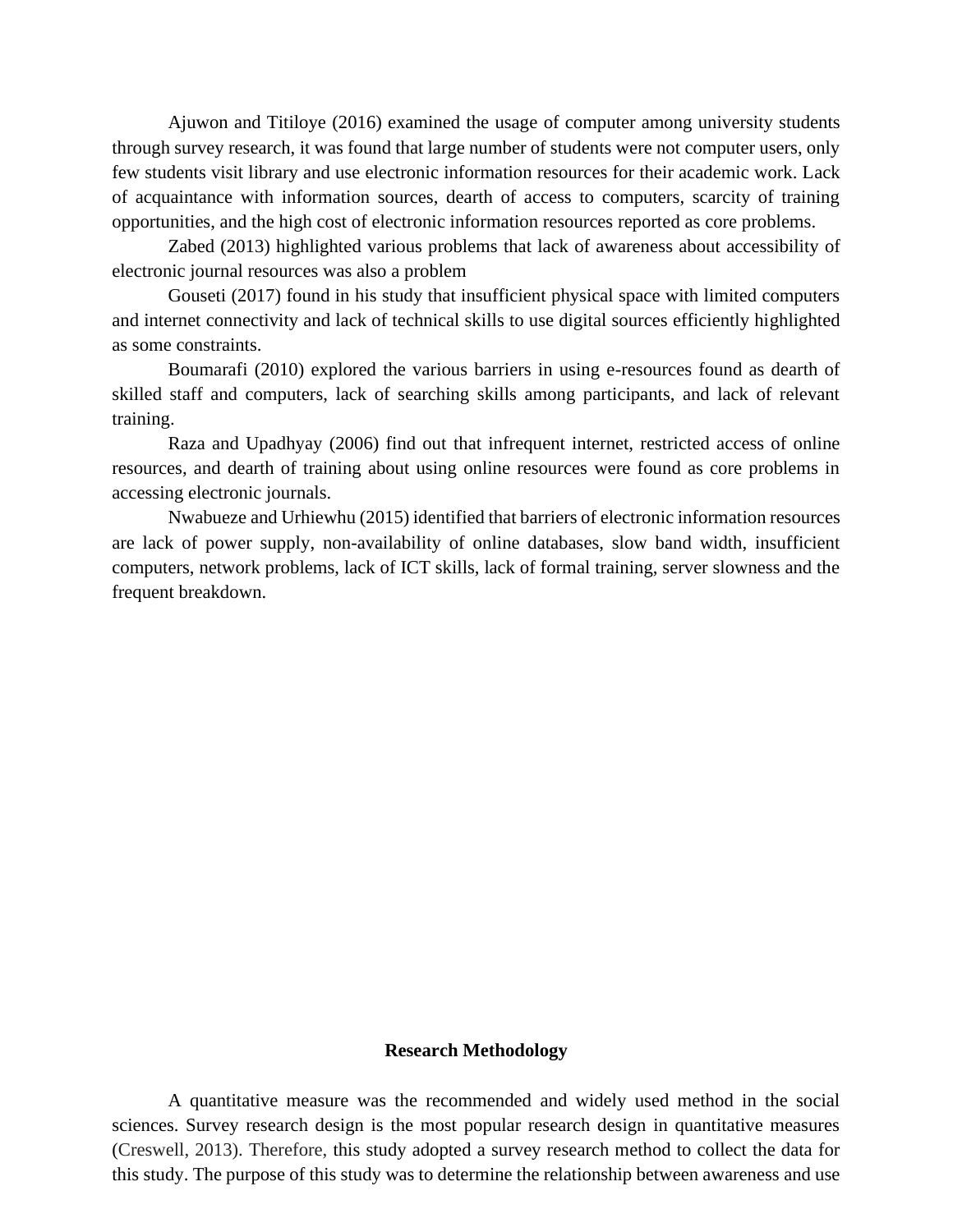Ajuwon and Titiloye (2016) examined the usage of computer among university students through survey research, it was found that large number of students were not computer users, only few students visit library and use electronic information resources for their academic work. Lack of acquaintance with information sources, dearth of access to computers, scarcity of training opportunities, and the high cost of electronic information resources reported as core problems.

Zabed (2013) highlighted various problems that lack of awareness about accessibility of electronic journal resources was also a problem

Gouseti (2017) found in his study that insufficient physical space with limited computers and internet connectivity and lack of technical skills to use digital sources efficiently highlighted as some constraints.

Boumarafi (2010) explored the various barriers in using e-resources found as dearth of skilled staff and computers, lack of searching skills among participants, and lack of relevant training.

Raza and Upadhyay (2006) find out that infrequent internet, restricted access of online resources, and dearth of training about using online resources were found as core problems in accessing electronic journals.

Nwabueze and Urhiewhu (2015) identified that barriers of electronic information resources are lack of power supply, non-availability of online databases, slow band width, insufficient computers, network problems, lack of ICT skills, lack of formal training, server slowness and the frequent breakdown.

## Research Methodology

A quantitative measure was the recommended and widely used method in the social sciences. Survey research design is the most popular research design in quantitative measures (Creswell, 2013). Therefore, this study adopted a survey research method to collect the data for this study. The purpose of this study was to determine the relationship between awareness and use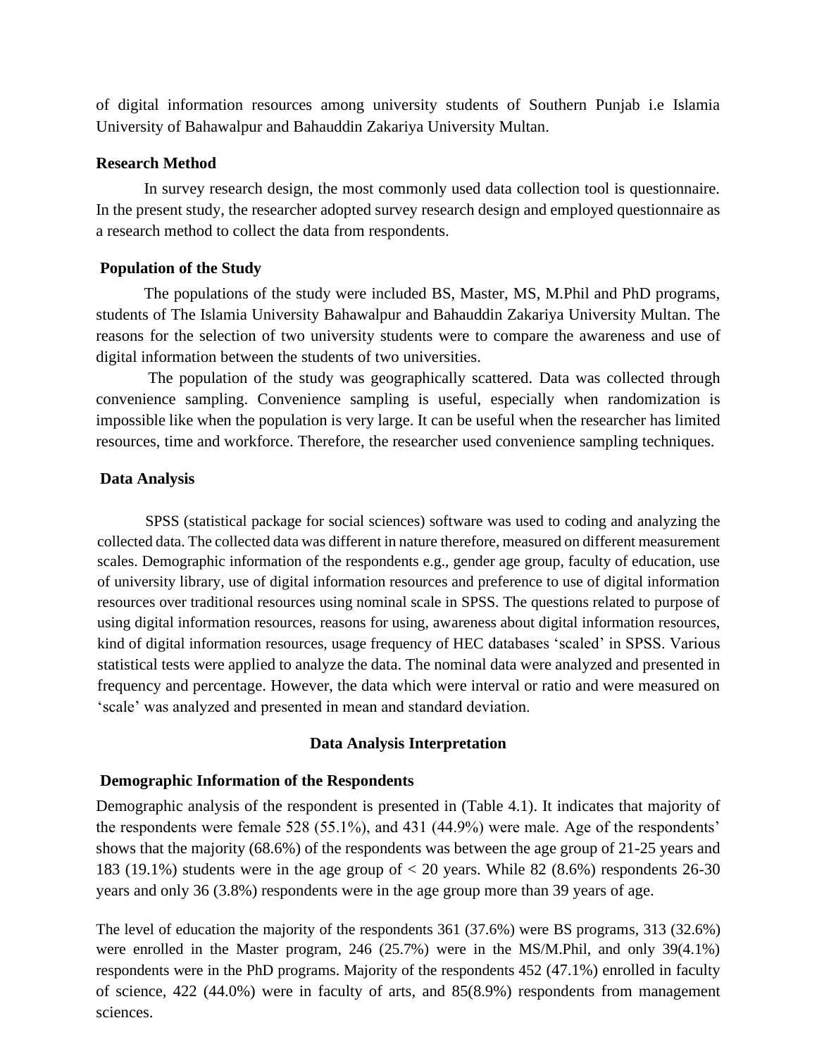of digital information resources among university students of Southern Punjab i.e Islamia University of Bahawalpur and Bahauddin Zakariya University Multan.

## Research Method

In survey research design, the most commonly used data collection tool is questionnaire. In the present study, the researcher adopted survey research design and employed questionnaire as a research method to collect the data from respondents.

## Population of the Study

The populations of the study were included BS, Master, MS, M.Phil and PhD programs, students of The Islamia University Bahawalpur and Bahauddin Zakariya University Multan. The reasons for the selection of two university students were to compare the awareness and use of digital information between the students of two universities.

The population of the study was geographically scattered. Data was collected through convenience sampling. Convenience sampling is useful, especially when randomization is impossible like when the population is very large. It can be useful when the researcher has limited resources, time and workforce. Therefore, the researcher used convenience sampling techniques.

## Data Analysis

SPSS (statistical package for social sciences) software was used to coding and analyzing the collected data. The collected data was different in nature therefore, measured on different measurement scales. Demographic information of the respondents e.g., gender age group, faculty of education, use of university library, use of digital information resources and preference to use of digital information resources over traditional resources using nominal scale in SPSS. The questions related to purpose of using digital information resources, reasons for using, awareness about digital information resources, kind of digital information resources, usage frequency of HEC databases 'scaled' in SPSS. Various statistical tests were applied to analyze the data. The nominal data were analyzed and presented in frequency and percentage. However, the data which were interval or ratio and were measured on 'scale' was analyzed and presented in mean and standard deviation.

## Data Analysis Interpretation

### Demographic Information of the Respondents

Demographic analysis of the respondent is presented in (Table 4.1). It indicates that majority of the respondents were female 528 (55.1%), and 431 (44.9%) were male. Age of the respondents' shows that the majority (68.6%) of the respondents was between the age group of 21-25 years and 183 (19.1%) students were in the age group of < 20 years. While 82 (8.6%) respondents 26-30 years and only 36 (3.8%) respondents were in the age group more than 39 years of age.

The level of education the majority of the respondents 361 (37.6%) were BS programs, 313 (32.6%) were enrolled in the Master program, 246 (25.7%) were in the MS/M.Phil, and only 39(4.1%) respondents were in the PhD programs. Majority of the respondents 452 (47.1%) enrolled in faculty of science, 422 (44.0%) were in faculty of arts, and 85(8.9%) respondents from management sciences.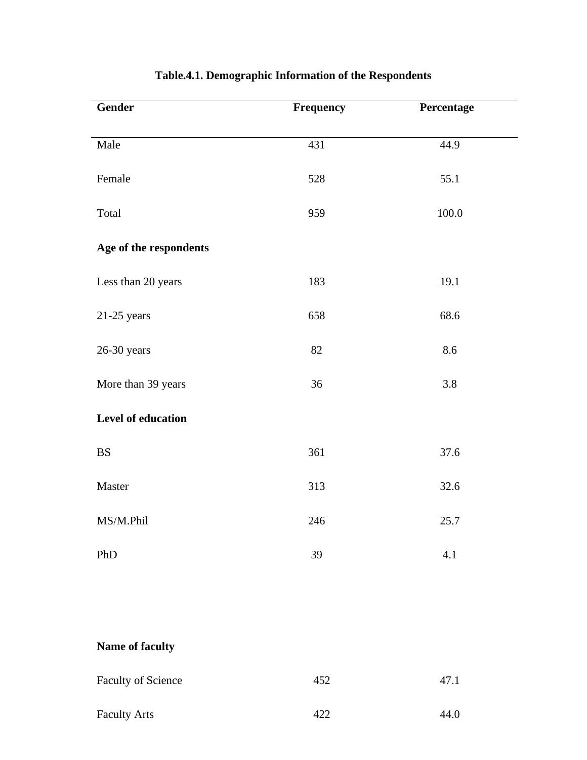**Table.4.1. Demographic Information of the Respondents**

| Gender | Frequency | Percentage |
|---|---|---|
| Male | 431 | 44.9 |
| Female | 528 | 55.1 |
| Total | 959 | 100.0 |
| **Age of the respondents** | | |
| Less than 20 years | 183 | 19.1 |
| 21-25 years | 658 | 68.6 |
| 26-30 years | 82 | 8.6 |
| More than 39 years | 36 | 3.8 |
| **Level of education** | | |
| BS | 361 | 37.6 |
| Master | 313 | 32.6 |
| MS/M.Phil | 246 | 25.7 |
| PhD | 39 | 4.1 |
| **Name of faculty** | | |
| Faculty of Science | 452 | 47.1 |
| Faculty Arts | 422 | 44.0 |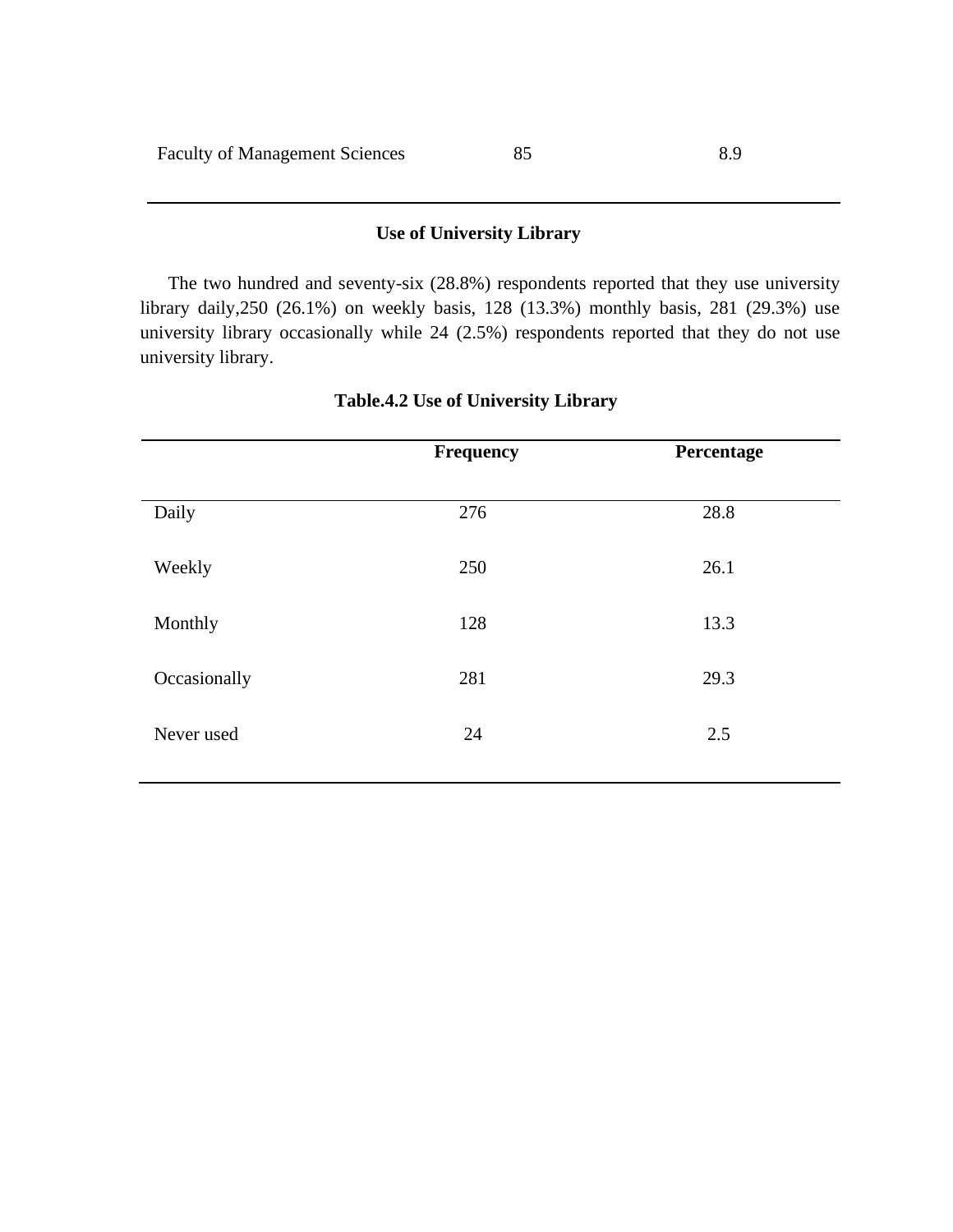| Faculty of Management Sciences | 85 | 8.9 |
|---|---|---|

**Use of University Library**

The two hundred and seventy-six (28.8%) respondents reported that they use university library daily,250 (26.1%) on weekly basis, 128 (13.3%) monthly basis, 281 (29.3%) use university library occasionally while 24 (2.5%) respondents reported that they do not use university library.

**Table.4.2 Use of University Library**

| | Frequency | Percentage |
|---|---|---|
| Daily | 276 | 28.8 |
| Weekly | 250 | 26.1 |
| Monthly | 128 | 13.3 |
| Occasionally | 281 | 29.3 |
| Never used | 24 | 2.5 |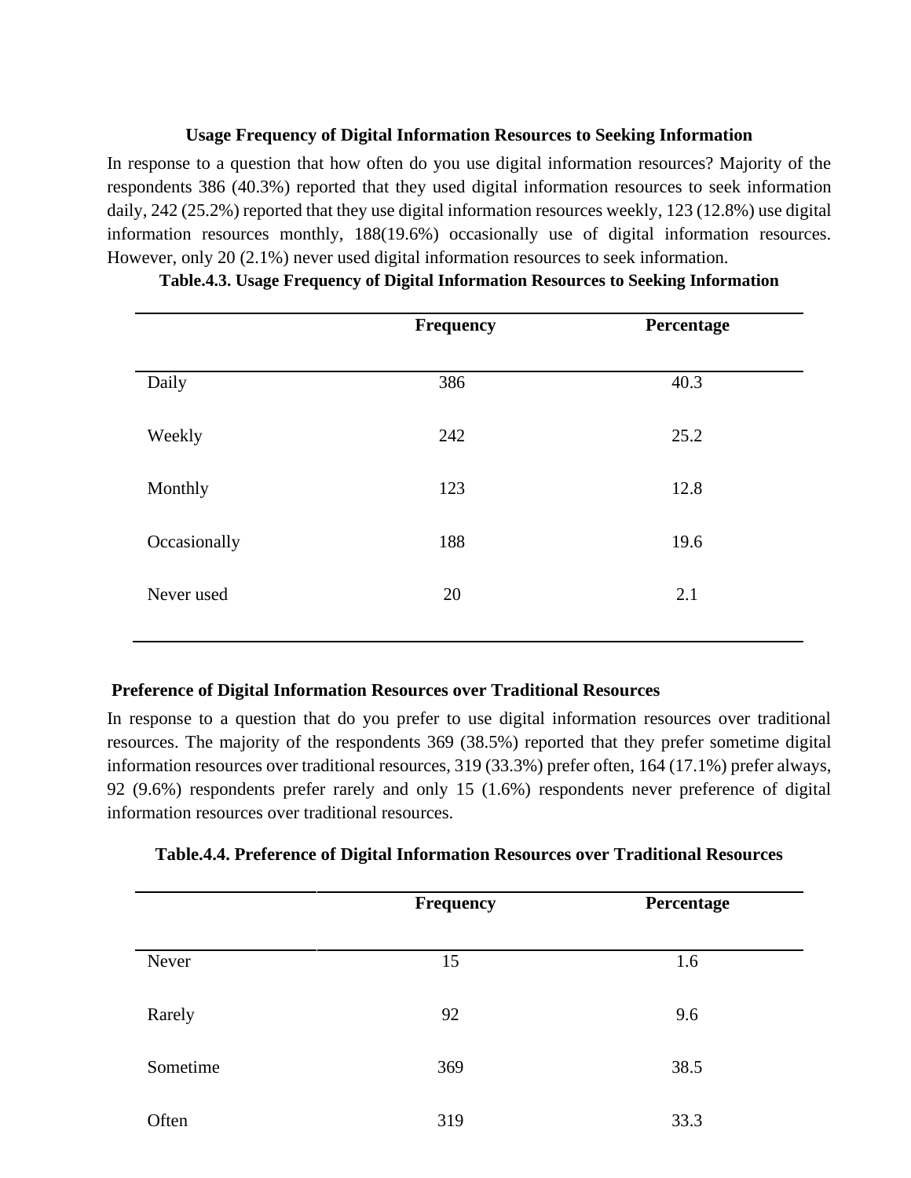**Usage Frequency of Digital Information Resources to Seeking Information**

In response to a question that how often do you use digital information resources? Majority of the respondents 386 (40.3%) reported that they used digital information resources to seek information daily, 242 (25.2%) reported that they use digital information resources weekly, 123 (12.8%) use digital information resources monthly, 188(19.6%) occasionally use of digital information resources. However, only 20 (2.1%) never used digital information resources to seek information.

**Table.4.3. Usage Frequency of Digital Information Resources to Seeking Information**

| | Frequency | Percentage |
|---|---|---|
| Daily | 386 | 40.3 |
| Weekly | 242 | 25.2 |
| Monthly | 123 | 12.8 |
| Occasionally | 188 | 19.6 |
| Never used | 20 | 2.1 |

**Preference of Digital Information Resources over Traditional Resources**

In response to a question that do you prefer to use digital information resources over traditional resources. The majority of the respondents 369 (38.5%) reported that they prefer sometime digital information resources over traditional resources, 319 (33.3%) prefer often, 164 (17.1%) prefer always, 92 (9.6%) respondents prefer rarely and only 15 (1.6%) respondents never preference of digital information resources over traditional resources.

**Table.4.4. Preference of Digital Information Resources over Traditional Resources**

| | Frequency | Percentage |
|---|---|---|
| Never | 15 | 1.6 |
| Rarely | 92 | 9.6 |
| Sometime | 369 | 38.5 |
| Often | 319 | 33.3 |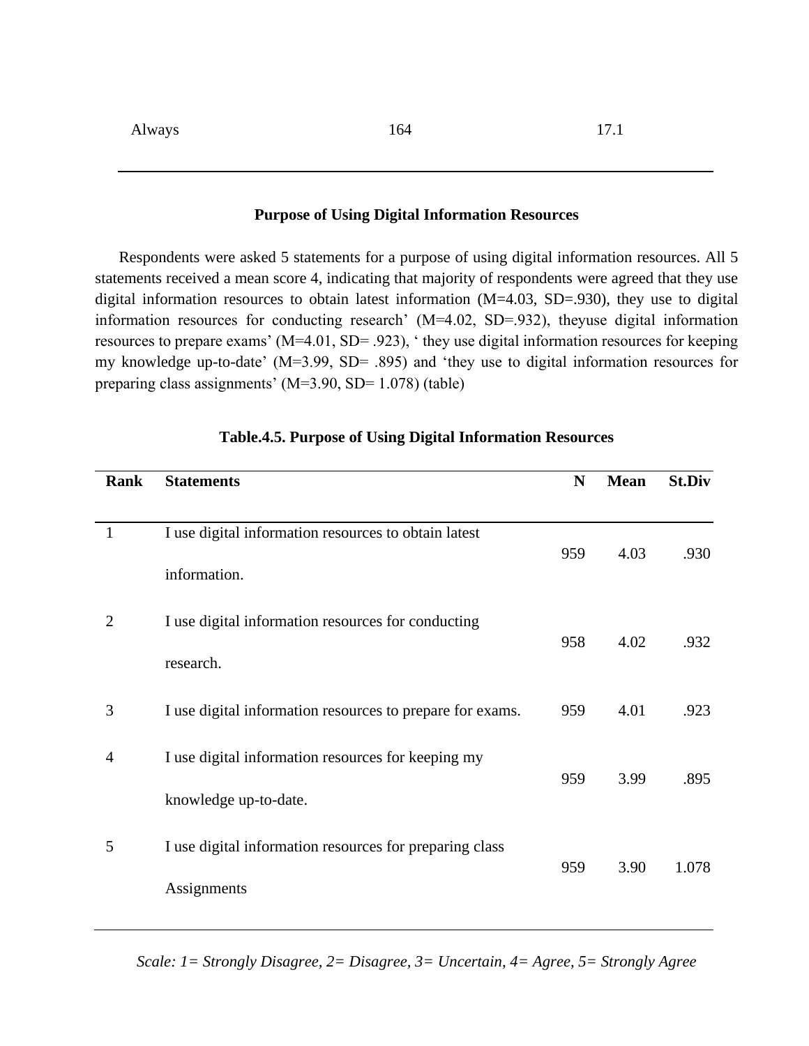| Always | 164 | 17.1 |
|---|---|---|

**Purpose of Using Digital Information Resources**

Respondents were asked 5 statements for a purpose of using digital information resources. All 5 statements received a mean score 4, indicating that majority of respondents were agreed that they use digital information resources to obtain latest information (M=4.03, SD=.930), they use to digital information resources for conducting research' (M=4.02, SD=.932), theyuse digital information resources to prepare exams' (M=4.01, SD= .923), ' they use digital information resources for keeping my knowledge up-to-date' (M=3.99, SD= .895) and 'they use to digital information resources for preparing class assignments' (M=3.90, SD= 1.078) (table)

**Table.4.5. Purpose of Using Digital Information Resources**

| Rank | Statements | N | Mean | St.Div |
|---|---|---|---|---|
| 1 | I use digital information resources to obtain latest information. | 959 | 4.03 | .930 |
| 2 | I use digital information resources for conducting research. | 958 | 4.02 | .932 |
| 3 | I use digital information resources to prepare for exams. | 959 | 4.01 | .923 |
| 4 | I use digital information resources for keeping my knowledge up-to-date. | 959 | 3.99 | .895 |
| 5 | I use digital information resources for preparing class Assignments | 959 | 3.90 | 1.078 |

*Scale: 1= Strongly Disagree, 2= Disagree, 3= Uncertain, 4= Agree, 5= Strongly Agree*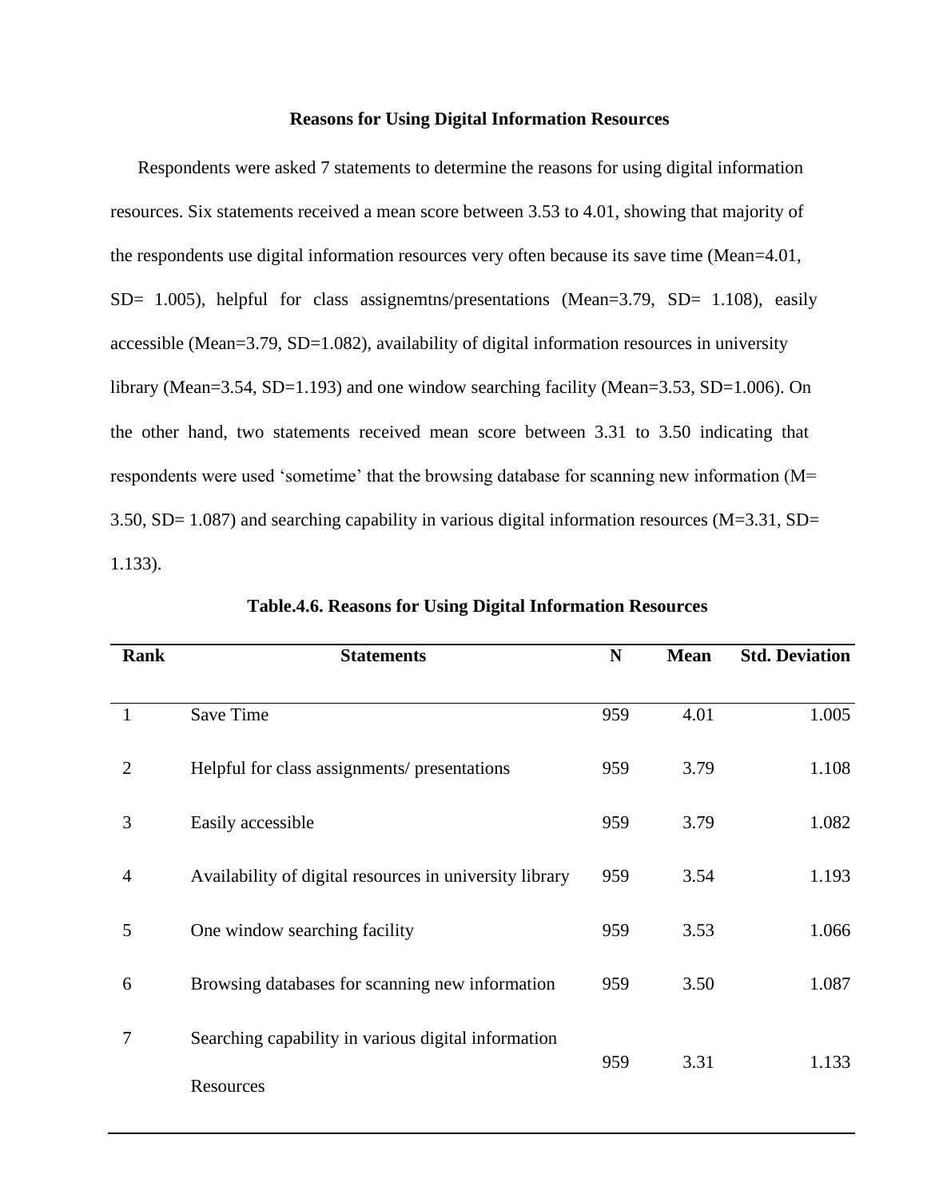### Reasons for Using Digital Information Resources

Respondents were asked 7 statements to determine the reasons for using digital information resources. Six statements received a mean score between 3.53 to 4.01, showing that majority of the respondents use digital information resources very often because its save time (Mean=4.01, SD= 1.005), helpful for class assignemtns/presentations (Mean=3.79, SD= 1.108), easily accessible (Mean=3.79, SD=1.082), availability of digital information resources in university library (Mean=3.54, SD=1.193) and one window searching facility (Mean=3.53, SD=1.006). On the other hand, two statements received mean score between 3.31 to 3.50 indicating that respondents were used 'sometime' that the browsing database for scanning new information (M= 3.50, SD= 1.087) and searching capability in various digital information resources (M=3.31, SD= 1.133).

**Table.4.6. Reasons for Using Digital Information Resources**

| Rank | Statements | N | Mean | Std. Deviation |
|---|---|---|---|---|
| 1 | Save Time | 959 | 4.01 | 1.005 |
| 2 | Helpful for class assignments/ presentations | 959 | 3.79 | 1.108 |
| 3 | Easily accessible | 959 | 3.79 | 1.082 |
| 4 | Availability of digital resources in university library | 959 | 3.54 | 1.193 |
| 5 | One window searching facility | 959 | 3.53 | 1.066 |
| 6 | Browsing databases for scanning new information | 959 | 3.50 | 1.087 |
| 7 | Searching capability in various digital information Resources | 959 | 3.31 | 1.133 |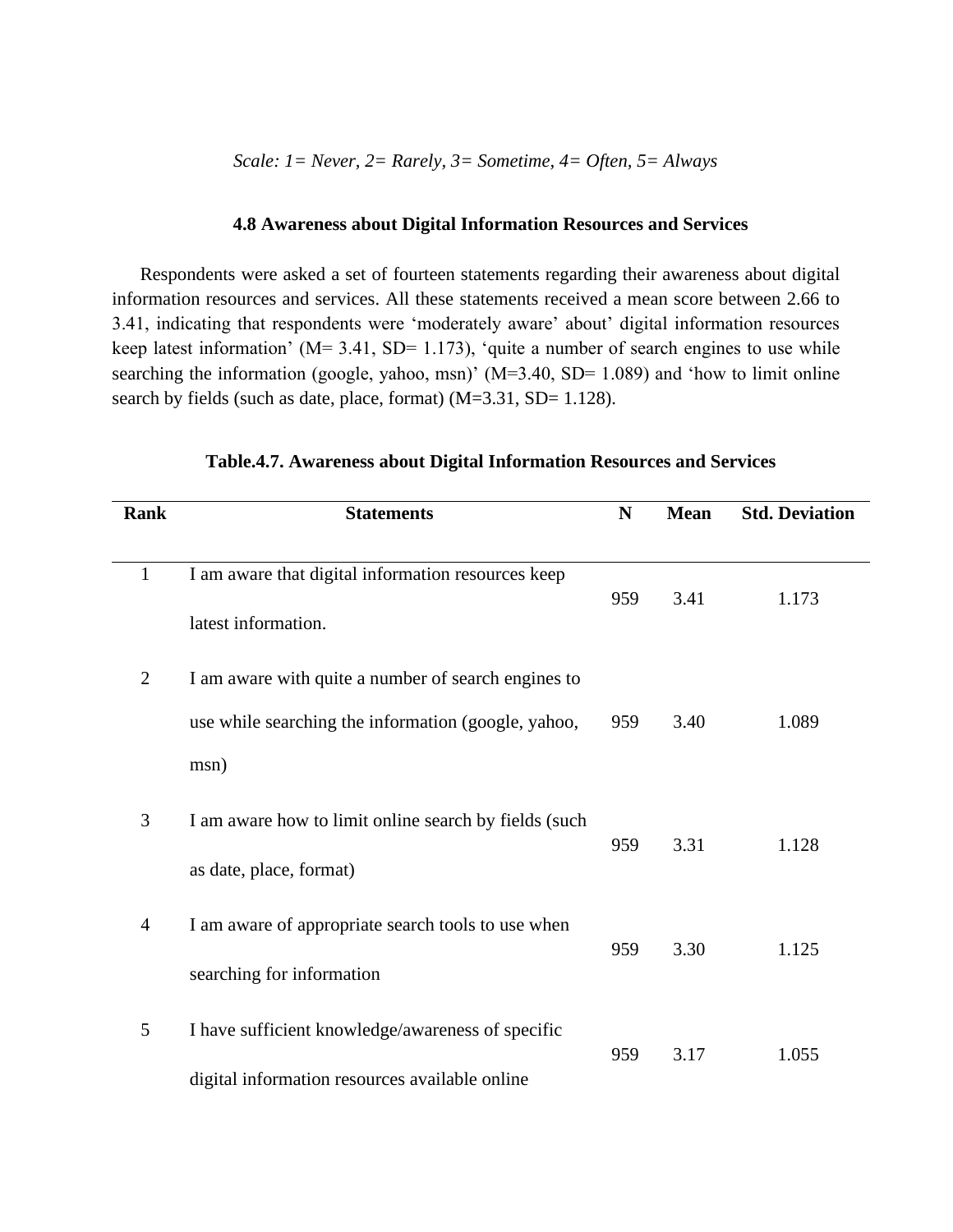*Scale: 1= Never, 2= Rarely, 3= Sometime, 4= Often, 5= Always*

### 4.8 Awareness about Digital Information Resources and Services

Respondents were asked a set of fourteen statements regarding their awareness about digital information resources and services. All these statements received a mean score between 2.66 to 3.41, indicating that respondents were 'moderately aware' about' digital information resources keep latest information' (M= 3.41, SD= 1.173), 'quite a number of search engines to use while searching the information (google, yahoo, msn)' (M=3.40, SD= 1.089) and 'how to limit online search by fields (such as date, place, format) (M=3.31, SD= 1.128).

**Table.4.7. Awareness about Digital Information Resources and Services**

| Rank | Statements | N | Mean | Std. Deviation |
|---|---|---|---|---|
| 1 | I am aware that digital information resources keep latest information. | 959 | 3.41 | 1.173 |
| 2 | I am aware with quite a number of search engines to use while searching the information (google, yahoo, msn) | 959 | 3.40 | 1.089 |
| 3 | I am aware how to limit online search by fields (such as date, place, format) | 959 | 3.31 | 1.128 |
| 4 | I am aware of appropriate search tools to use when searching for information | 959 | 3.30 | 1.125 |
| 5 | I have sufficient knowledge/awareness of specific digital information resources available online | 959 | 3.17 | 1.055 |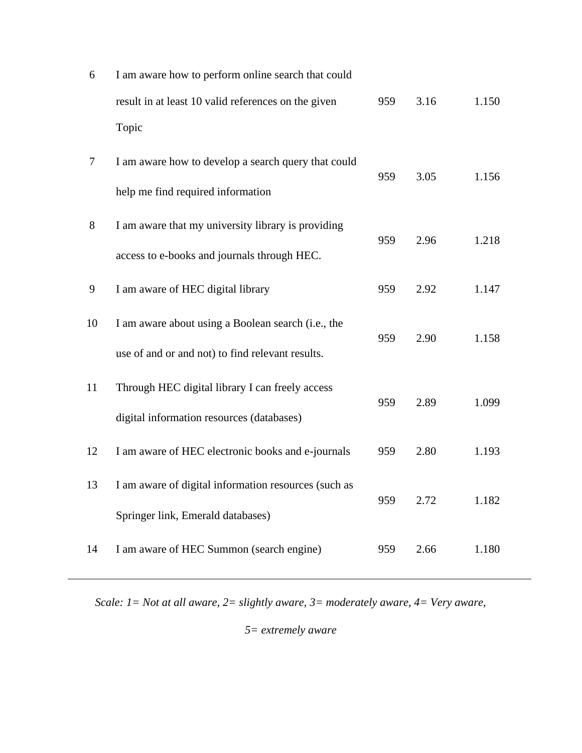| | | | | |
|---|---|---|---|---|
| 6 | I am aware how to perform online search that could result in at least 10 valid references on the given Topic | 959 | 3.16 | 1.150 |
| 7 | I am aware how to develop a search query that could help me find required information | 959 | 3.05 | 1.156 |
| 8 | I am aware that my university library is providing access to e-books and journals through HEC. | 959 | 2.96 | 1.218 |
| 9 | I am aware of HEC digital library | 959 | 2.92 | 1.147 |
| 10 | I am aware about using a Boolean search (i.e., the use of and or and not) to find relevant results. | 959 | 2.90 | 1.158 |
| 11 | Through HEC digital library I can freely access digital information resources (databases) | 959 | 2.89 | 1.099 |
| 12 | I am aware of HEC electronic books and e-journals | 959 | 2.80 | 1.193 |
| 13 | I am aware of digital information resources (such as Springer link, Emerald databases) | 959 | 2.72 | 1.182 |
| 14 | I am aware of HEC Summon (search engine) | 959 | 2.66 | 1.180 |

*Scale: 1= Not at all aware, 2= slightly aware, 3= moderately aware, 4= Very aware, 5= extremely aware*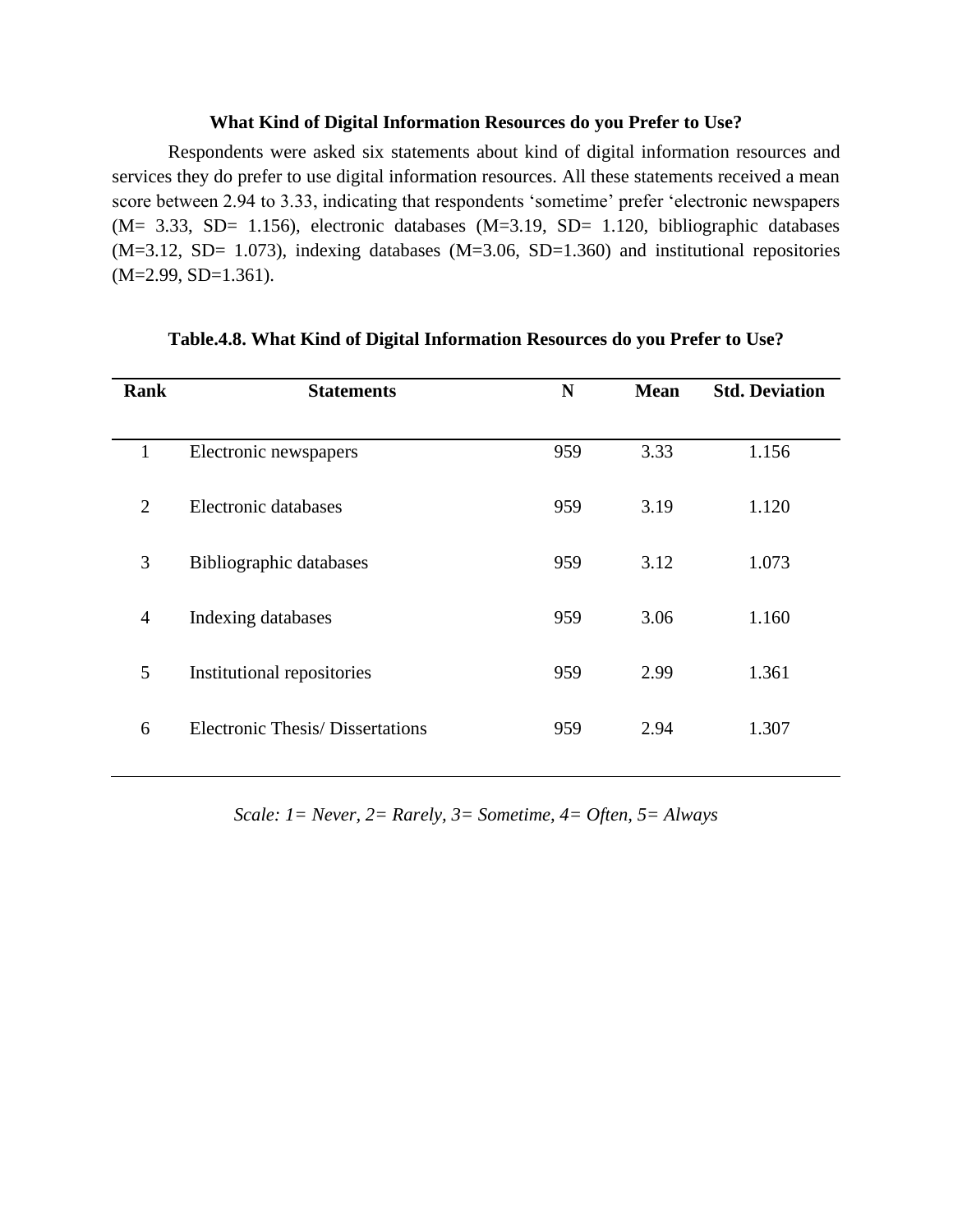### What Kind of Digital Information Resources do you Prefer to Use?

Respondents were asked six statements about kind of digital information resources and services they do prefer to use digital information resources. All these statements received a mean score between 2.94 to 3.33, indicating that respondents 'sometime' prefer 'electronic newspapers (M= 3.33, SD= 1.156), electronic databases (M=3.19, SD= 1.120, bibliographic databases (M=3.12, SD= 1.073), indexing databases (M=3.06, SD=1.360) and institutional repositories (M=2.99, SD=1.361).

**Table.4.8. What Kind of Digital Information Resources do you Prefer to Use?**

| Rank | Statements | N | Mean | Std. Deviation |
|---|---|---|---|---|
| 1 | Electronic newspapers | 959 | 3.33 | 1.156 |
| 2 | Electronic databases | 959 | 3.19 | 1.120 |
| 3 | Bibliographic databases | 959 | 3.12 | 1.073 |
| 4 | Indexing databases | 959 | 3.06 | 1.160 |
| 5 | Institutional repositories | 959 | 2.99 | 1.361 |
| 6 | Electronic Thesis/ Dissertations | 959 | 2.94 | 1.307 |

*Scale: 1= Never, 2= Rarely, 3= Sometime, 4= Often, 5= Always*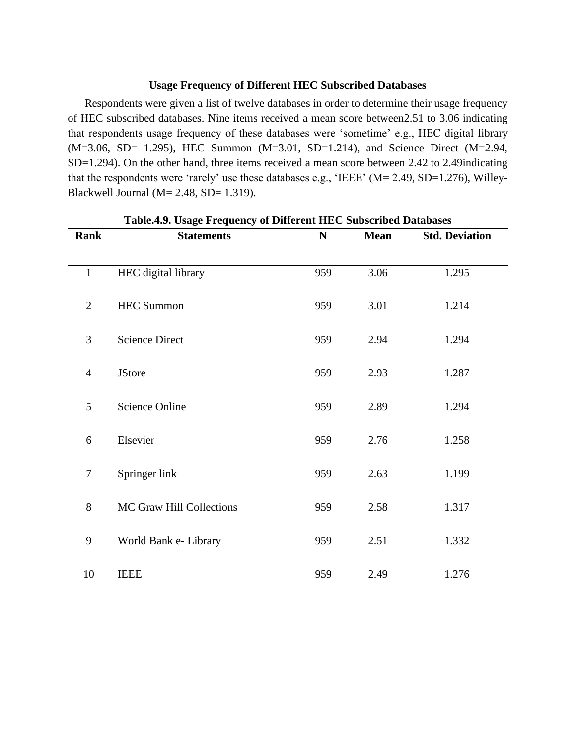### Usage Frequency of Different HEC Subscribed Databases

Respondents were given a list of twelve databases in order to determine their usage frequency of HEC subscribed databases. Nine items received a mean score between2.51 to 3.06 indicating that respondents usage frequency of these databases were 'sometime' e.g., HEC digital library (M=3.06, SD= 1.295), HEC Summon (M=3.01, SD=1.214), and Science Direct (M=2.94, SD=1.294). On the other hand, three items received a mean score between 2.42 to 2.49indicating that the respondents were 'rarely' use these databases e.g., 'IEEE' (M= 2.49, SD=1.276), Willey-Blackwell Journal (M= 2.48, SD= 1.319).

**Table.4.9. Usage Frequency of Different HEC Subscribed Databases**

| Rank | Statements | N | Mean | Std. Deviation |
|---|---|---|---|---|
| 1 | HEC digital library | 959 | 3.06 | 1.295 |
| 2 | HEC Summon | 959 | 3.01 | 1.214 |
| 3 | Science Direct | 959 | 2.94 | 1.294 |
| 4 | JStore | 959 | 2.93 | 1.287 |
| 5 | Science Online | 959 | 2.89 | 1.294 |
| 6 | Elsevier | 959 | 2.76 | 1.258 |
| 7 | Springer link | 959 | 2.63 | 1.199 |
| 8 | MC Graw Hill Collections | 959 | 2.58 | 1.317 |
| 9 | World Bank e- Library | 959 | 2.51 | 1.332 |
| 10 | IEEE | 959 | 2.49 | 1.276 |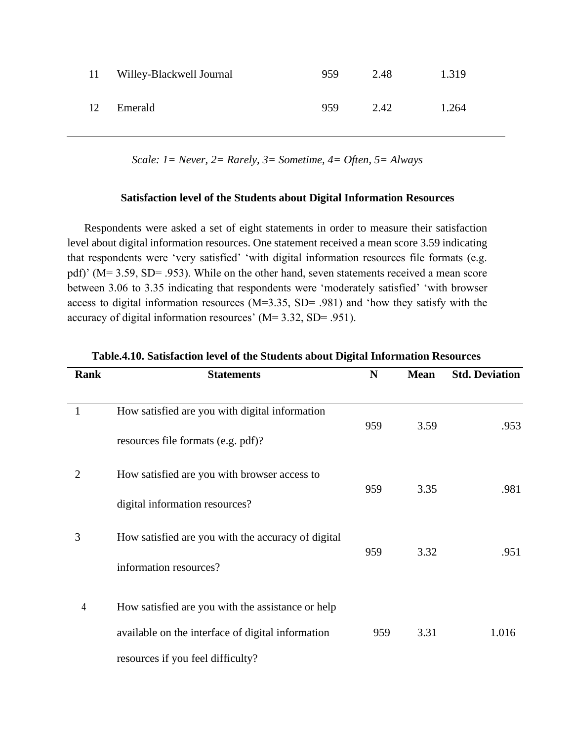| | | | | |
|---|---|---|---|---|
| 11 | Willey-Blackwell Journal | 959 | 2.48 | 1.319 |
| 12 | Emerald | 959 | 2.42 | 1.264 |

*Scale: 1= Never, 2= Rarely, 3= Sometime, 4= Often, 5= Always*

**Satisfaction level of the Students about Digital Information Resources**

Respondents were asked a set of eight statements in order to measure their satisfaction level about digital information resources. One statement received a mean score 3.59 indicating that respondents were 'very satisfied' 'with digital information resources file formats (e.g. pdf)' (M= 3.59, SD= .953). While on the other hand, seven statements received a mean score between 3.06 to 3.35 indicating that respondents were 'moderately satisfied' 'with browser access to digital information resources (M=3.35, SD= .981) and 'how they satisfy with the accuracy of digital information resources' (M= 3.32, SD= .951).

**Table.4.10. Satisfaction level of the Students about Digital Information Resources**

| Rank | Statements | N | Mean | Std. Deviation |
|---|---|---|---|---|
| 1 | How satisfied are you with digital information resources file formats (e.g. pdf)? | 959 | 3.59 | .953 |
| 2 | How satisfied are you with browser access to digital information resources? | 959 | 3.35 | .981 |
| 3 | How satisfied are you with the accuracy of digital information resources? | 959 | 3.32 | .951 |
| 4 | How satisfied are you with the assistance or help available on the interface of digital information resources if you feel difficulty? | 959 | 3.31 | 1.016 |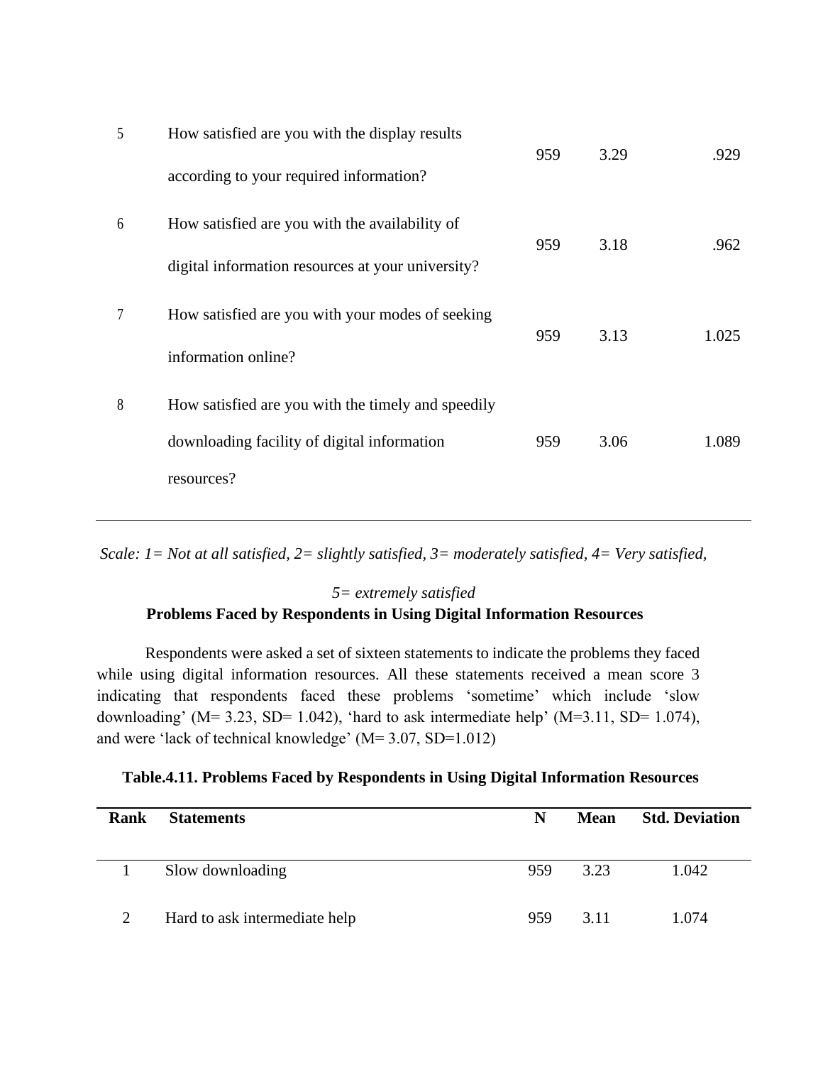| | | | | |
|---|---|---|---|---|
| 5 | How satisfied are you with the display results according to your required information? | 959 | 3.29 | .929 |
| 6 | How satisfied are you with the availability of digital information resources at your university? | 959 | 3.18 | .962 |
| 7 | How satisfied are you with your modes of seeking information online? | 959 | 3.13 | 1.025 |
| 8 | How satisfied are you with the timely and speedily downloading facility of digital information resources? | 959 | 3.06 | 1.089 |

*Scale: 1= Not at all satisfied, 2= slightly satisfied, 3= moderately satisfied, 4= Very satisfied, 5= extremely satisfied*

**Problems Faced by Respondents in Using Digital Information Resources**

Respondents were asked a set of sixteen statements to indicate the problems they faced while using digital information resources. All these statements received a mean score 3 indicating that respondents faced these problems 'sometime' which include 'slow downloading' (M= 3.23, SD= 1.042), 'hard to ask intermediate help' (M=3.11, SD= 1.074), and were 'lack of technical knowledge' (M= 3.07, SD=1.012)

**Table.4.11. Problems Faced by Respondents in Using Digital Information Resources**

| Rank | Statements | N | Mean | Std. Deviation |
|---|---|---|---|---|
| 1 | Slow downloading | 959 | 3.23 | 1.042 |
| 2 | Hard to ask intermediate help | 959 | 3.11 | 1.074 |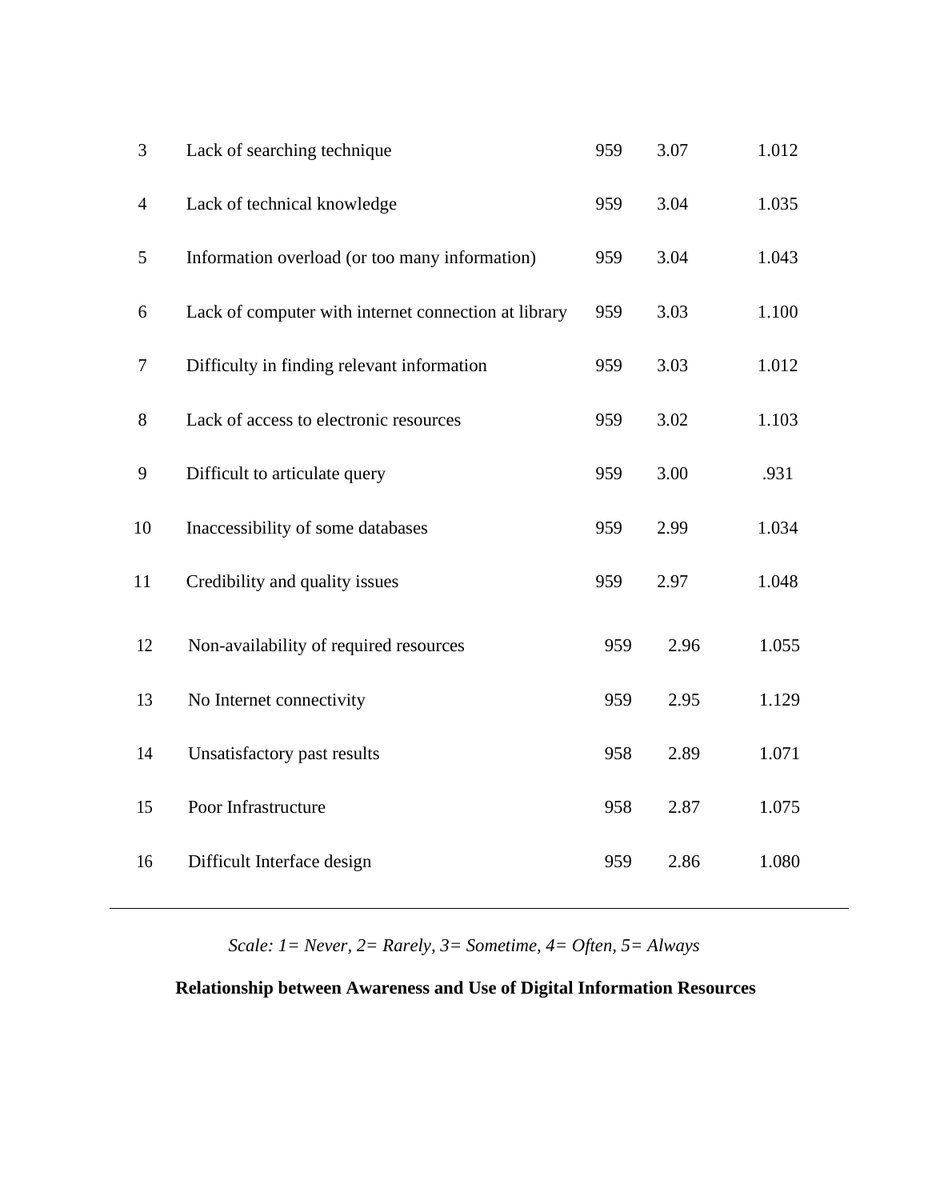| | | | | |
|---|---|---|---|---|
| 3 | Lack of searching technique | 959 | 3.07 | 1.012 |
| 4 | Lack of technical knowledge | 959 | 3.04 | 1.035 |
| 5 | Information overload (or too many information) | 959 | 3.04 | 1.043 |
| 6 | Lack of computer with internet connection at library | 959 | 3.03 | 1.100 |
| 7 | Difficulty in finding relevant information | 959 | 3.03 | 1.012 |
| 8 | Lack of access to electronic resources | 959 | 3.02 | 1.103 |
| 9 | Difficult to articulate query | 959 | 3.00 | .931 |
| 10 | Inaccessibility of some databases | 959 | 2.99 | 1.034 |
| 11 | Credibility and quality issues | 959 | 2.97 | 1.048 |
| 12 | Non-availability of required resources | 959 | 2.96 | 1.055 |
| 13 | No Internet connectivity | 959 | 2.95 | 1.129 |
| 14 | Unsatisfactory past results | 958 | 2.89 | 1.071 |
| 15 | Poor Infrastructure | 958 | 2.87 | 1.075 |
| 16 | Difficult Interface design | 959 | 2.86 | 1.080 |

*Scale: 1= Never, 2= Rarely, 3= Sometime, 4= Often, 5= Always*

**Relationship between Awareness and Use of Digital Information Resources**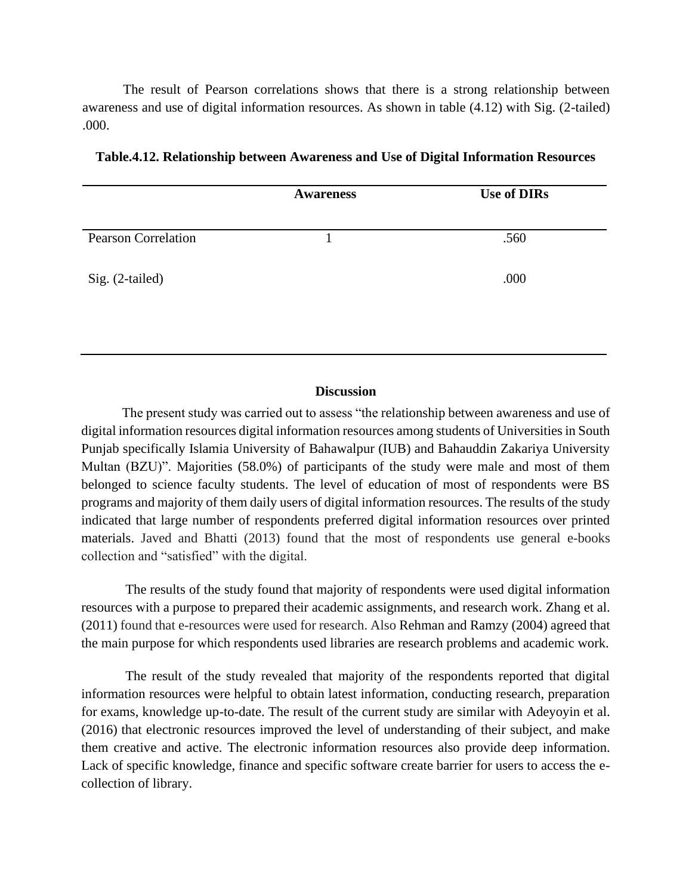The result of Pearson correlations shows that there is a strong relationship between awareness and use of digital information resources. As shown in table (4.12) with Sig. (2-tailed) .000.

**Table.4.12. Relationship between Awareness and Use of Digital Information Resources**

| | Awareness | Use of DIRs |
|---|---|---|
| Pearson Correlation | 1 | .560 |
| Sig. (2-tailed) | | .000 |

### Discussion

The present study was carried out to assess "the relationship between awareness and use of digital information resources digital information resources among students of Universities in South Punjab specifically Islamia University of Bahawalpur (IUB) and Bahauddin Zakariya University Multan (BZU)". Majorities (58.0%) of participants of the study were male and most of them belonged to science faculty students. The level of education of most of respondents were BS programs and majority of them daily users of digital information resources. The results of the study indicated that large number of respondents preferred digital information resources over printed materials. Javed and Bhatti (2013) found that the most of respondents use general e-books collection and "satisfied" with the digital.

The results of the study found that majority of respondents were used digital information resources with a purpose to prepared their academic assignments, and research work. Zhang et al. (2011) found that e-resources were used for research. Also Rehman and Ramzy (2004) agreed that the main purpose for which respondents used libraries are research problems and academic work.

The result of the study revealed that majority of the respondents reported that digital information resources were helpful to obtain latest information, conducting research, preparation for exams, knowledge up-to-date. The result of the current study are similar with Adeyoyin et al. (2016) that electronic resources improved the level of understanding of their subject, and make them creative and active. The electronic information resources also provide deep information. Lack of specific knowledge, finance and specific software create barrier for users to access the e-collection of library.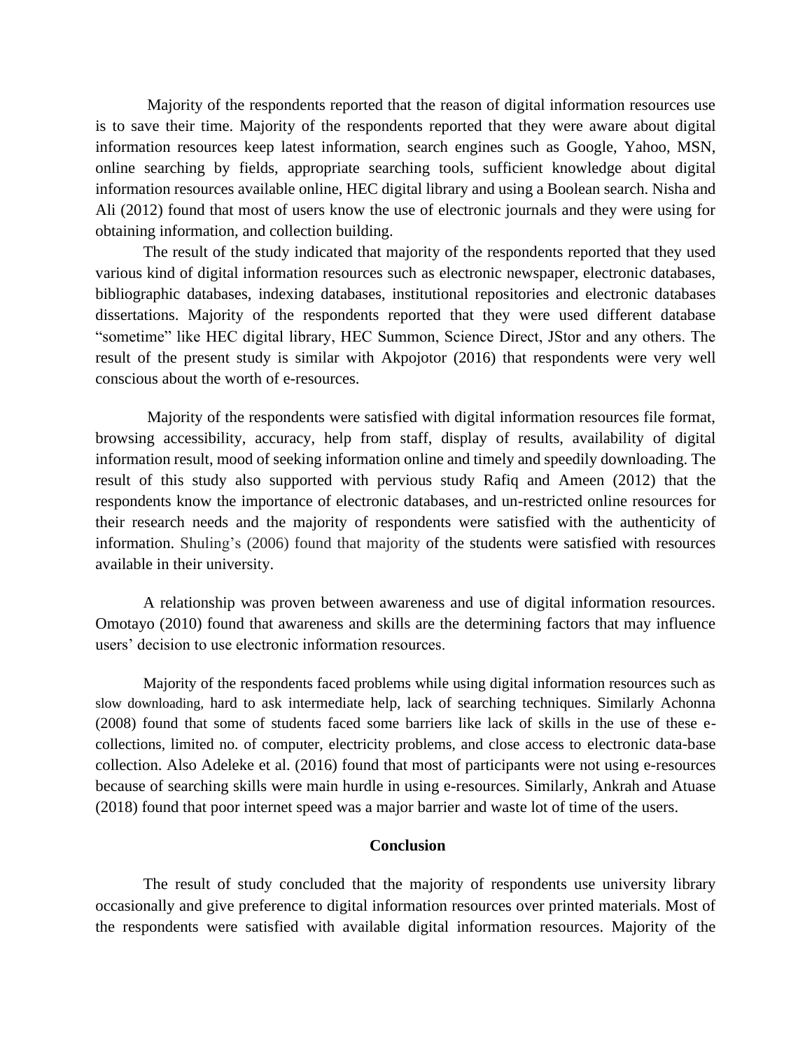Majority of the respondents reported that the reason of digital information resources use is to save their time. Majority of the respondents reported that they were aware about digital information resources keep latest information, search engines such as Google, Yahoo, MSN, online searching by fields, appropriate searching tools, sufficient knowledge about digital information resources available online, HEC digital library and using a Boolean search. Nisha and Ali (2012) found that most of users know the use of electronic journals and they were using for obtaining information, and collection building.

The result of the study indicated that majority of the respondents reported that they used various kind of digital information resources such as electronic newspaper, electronic databases, bibliographic databases, indexing databases, institutional repositories and electronic databases dissertations. Majority of the respondents reported that they were used different database “sometime” like HEC digital library, HEC Summon, Science Direct, JStor and any others. The result of the present study is similar with Akpojotor (2016) that respondents were very well conscious about the worth of e-resources.

Majority of the respondents were satisfied with digital information resources file format, browsing accessibility, accuracy, help from staff, display of results, availability of digital information result, mood of seeking information online and timely and speedily downloading. The result of this study also supported with pervious study Rafiq and Ameen (2012) that the respondents know the importance of electronic databases, and un-restricted online resources for their research needs and the majority of respondents were satisfied with the authenticity of information. Shuling’s (2006) found that majority of the students were satisfied with resources available in their university.

A relationship was proven between awareness and use of digital information resources. Omotayo (2010) found that awareness and skills are the determining factors that may influence users’ decision to use electronic information resources.

Majority of the respondents faced problems while using digital information resources such as slow downloading, hard to ask intermediate help, lack of searching techniques. Similarly Achonna (2008) found that some of students faced some barriers like lack of skills in the use of these e-collections, limited no. of computer, electricity problems, and close access to electronic data-base collection. Also Adeleke et al. (2016) found that most of participants were not using e-resources because of searching skills were main hurdle in using e-resources. Similarly, Ankrah and Atuase (2018) found that poor internet speed was a major barrier and waste lot of time of the users.

## Conclusion

The result of study concluded that the majority of respondents use university library occasionally and give preference to digital information resources over printed materials. Most of the respondents were satisfied with available digital information resources. Majority of the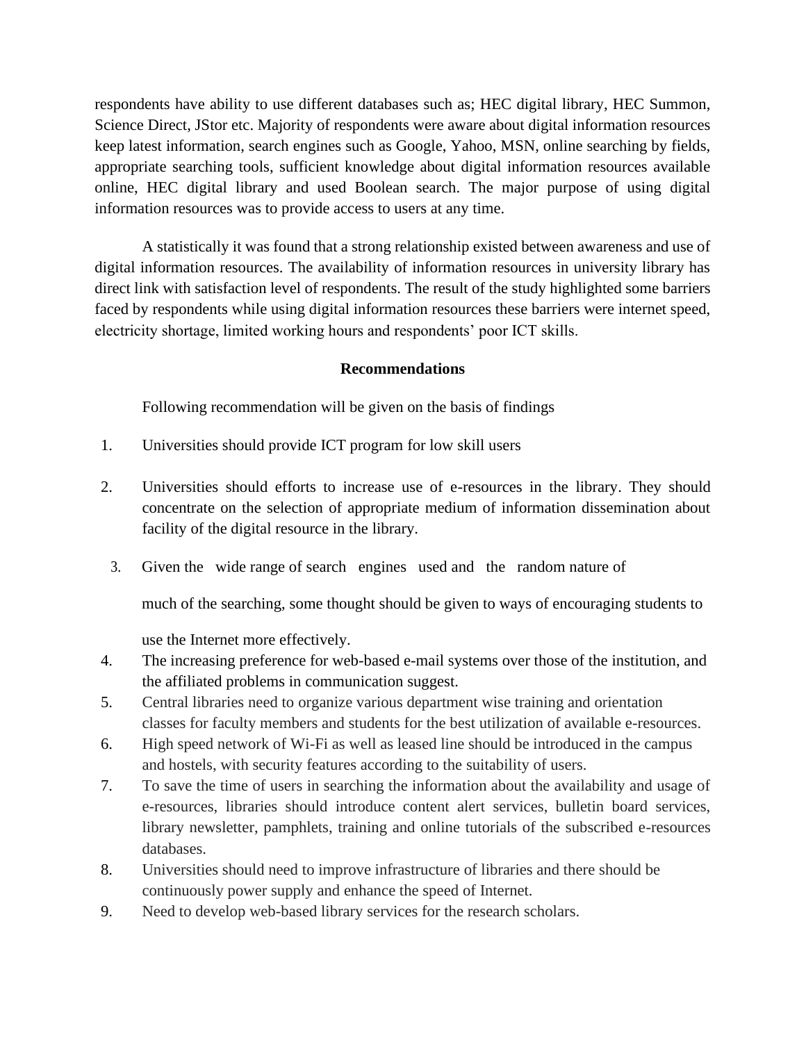respondents have ability to use different databases such as; HEC digital library, HEC Summon, Science Direct, JStor etc. Majority of respondents were aware about digital information resources keep latest information, search engines such as Google, Yahoo, MSN, online searching by fields, appropriate searching tools, sufficient knowledge about digital information resources available online, HEC digital library and used Boolean search. The major purpose of using digital information resources was to provide access to users at any time.

A statistically it was found that a strong relationship existed between awareness and use of digital information resources. The availability of information resources in university library has direct link with satisfaction level of respondents. The result of the study highlighted some barriers faced by respondents while using digital information resources these barriers were internet speed, electricity shortage, limited working hours and respondents' poor ICT skills.

## Recommendations

Following recommendation will be given on the basis of findings

1. Universities should provide ICT program for low skill users
2. Universities should efforts to increase use of e-resources in the library. They should concentrate on the selection of appropriate medium of information dissemination about facility of the digital resource in the library.
3. Given the wide range of search engines used and the random nature of much of the searching, some thought should be given to ways of encouraging students to use the Internet more effectively.
4. The increasing preference for web-based e-mail systems over those of the institution, and the affiliated problems in communication suggest.
5. Central libraries need to organize various department wise training and orientation classes for faculty members and students for the best utilization of available e-resources.
6. High speed network of Wi-Fi as well as leased line should be introduced in the campus and hostels, with security features according to the suitability of users.
7. To save the time of users in searching the information about the availability and usage of e-resources, libraries should introduce content alert services, bulletin board services, library newsletter, pamphlets, training and online tutorials of the subscribed e-resources databases.
8. Universities should need to improve infrastructure of libraries and there should be continuously power supply and enhance the speed of Internet.
9. Need to develop web-based library services for the research scholars.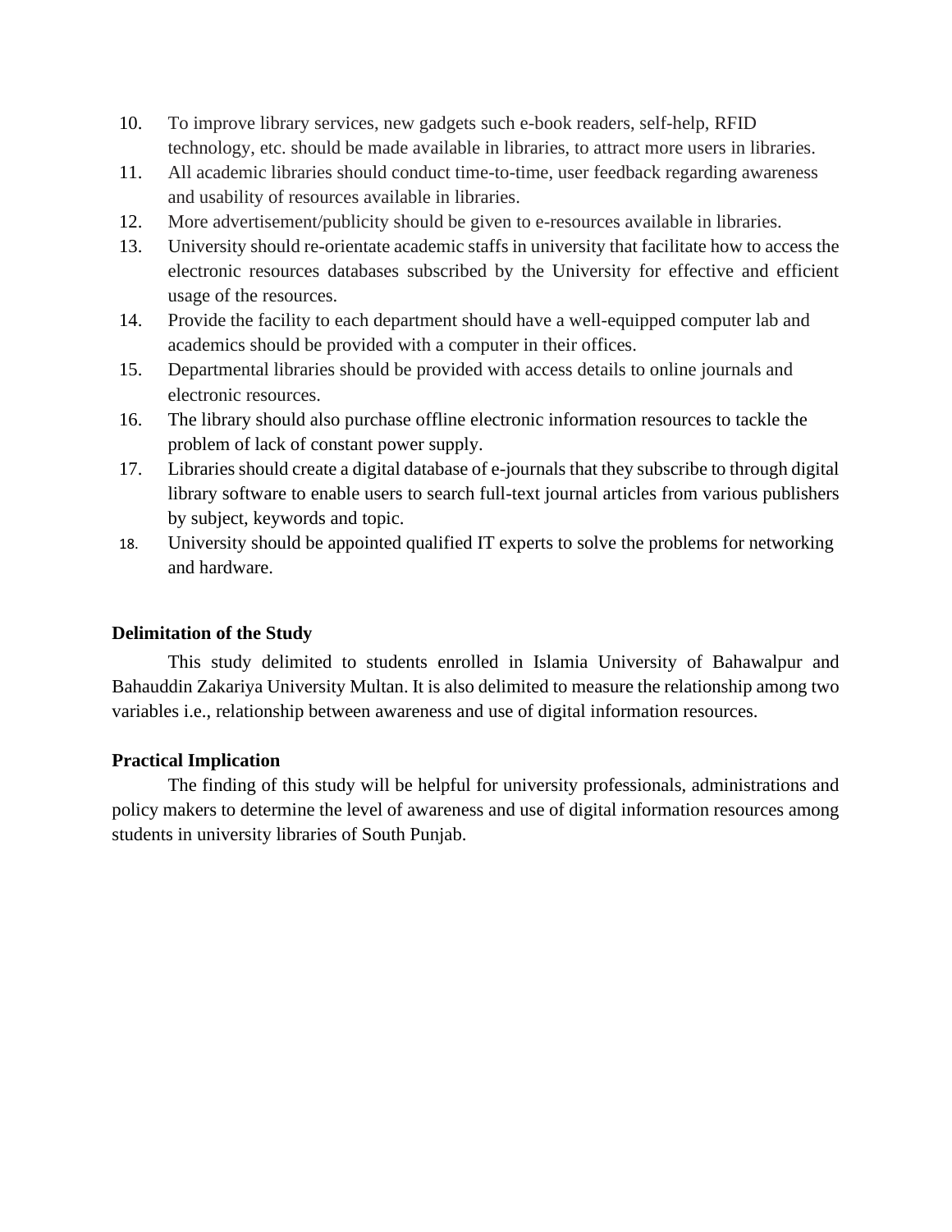10. To improve library services, new gadgets such e-book readers, self-help, RFID technology, etc. should be made available in libraries, to attract more users in libraries.
11. All academic libraries should conduct time-to-time, user feedback regarding awareness and usability of resources available in libraries.
12. More advertisement/publicity should be given to e-resources available in libraries.
13. University should re-orientate academic staffs in university that facilitate how to access the electronic resources databases subscribed by the University for effective and efficient usage of the resources.
14. Provide the facility to each department should have a well-equipped computer lab and academics should be provided with a computer in their offices.
15. Departmental libraries should be provided with access details to online journals and electronic resources.
16. The library should also purchase offline electronic information resources to tackle the problem of lack of constant power supply.
17. Libraries should create a digital database of e-journals that they subscribe to through digital library software to enable users to search full-text journal articles from various publishers by subject, keywords and topic.
18. University should be appointed qualified IT experts to solve the problems for networking and hardware.

**Delimitation of the Study**

This study delimited to students enrolled in Islamia University of Bahawalpur and Bahauddin Zakariya University Multan. It is also delimited to measure the relationship among two variables i.e., relationship between awareness and use of digital information resources.

**Practical Implication**

The finding of this study will be helpful for university professionals, administrations and policy makers to determine the level of awareness and use of digital information resources among students in university libraries of South Punjab.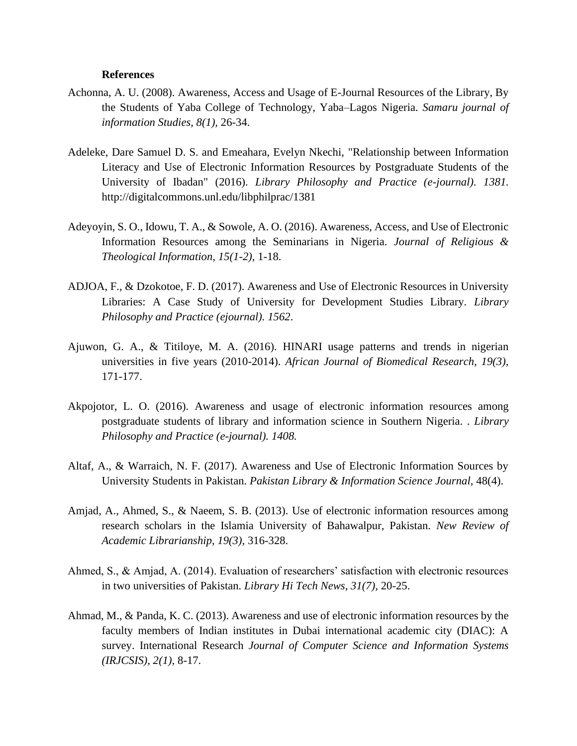**References**

Achonna, A. U. (2008). Awareness, Access and Usage of E-Journal Resources of the Library, By the Students of Yaba College of Technology, Yaba–Lagos Nigeria. *Samaru journal of information Studies, 8(1),* 26-34.

Adeleke, Dare Samuel D. S. and Emeahara, Evelyn Nkechi, "Relationship between Information Literacy and Use of Electronic Information Resources by Postgraduate Students of the University of Ibadan" (2016). *Library Philosophy and Practice (e-journal). 1381.* http://digitalcommons.unl.edu/libphilprac/1381

Adeyoyin, S. O., Idowu, T. A., & Sowole, A. O. (2016). Awareness, Access, and Use of Electronic Information Resources among the Seminarians in Nigeria. *Journal of Religious & Theological Information, 15(1-2),* 1-18.

ADJOA, F., & Dzokotoe, F. D. (2017). Awareness and Use of Electronic Resources in University Libraries: A Case Study of University for Development Studies Library. *Library Philosophy and Practice (ejournal). 1562*.

Ajuwon, G. A., & Titiloye, M. A. (2016). HINARI usage patterns and trends in nigerian universities in five years (2010-2014). *African Journal of Biomedical Research, 19(3),* 171-177.

Akpojotor, L. O. (2016). Awareness and usage of electronic information resources among postgraduate students of library and information science in Southern Nigeria. . *Library Philosophy and Practice (e-journal). 1408.*

Altaf, A., & Warraich, N. F. (2017). Awareness and Use of Electronic Information Sources by University Students in Pakistan. *Pakistan Library & Information Science Journal*, 48(4).

Amjad, A., Ahmed, S., & Naeem, S. B. (2013). Use of electronic information resources among research scholars in the Islamia University of Bahawalpur, Pakistan. *New Review of Academic Librarianship, 19(3),* 316-328.

Ahmed, S., & Amjad, A. (2014). Evaluation of researchers' satisfaction with electronic resources in two universities of Pakistan. *Library Hi Tech News, 31(7),* 20-25.

Ahmad, M., & Panda, K. C. (2013). Awareness and use of electronic information resources by the faculty members of Indian institutes in Dubai international academic city (DIAC): A survey. International Research *Journal of Computer Science and Information Systems (IRJCSIS), 2(1),* 8-17.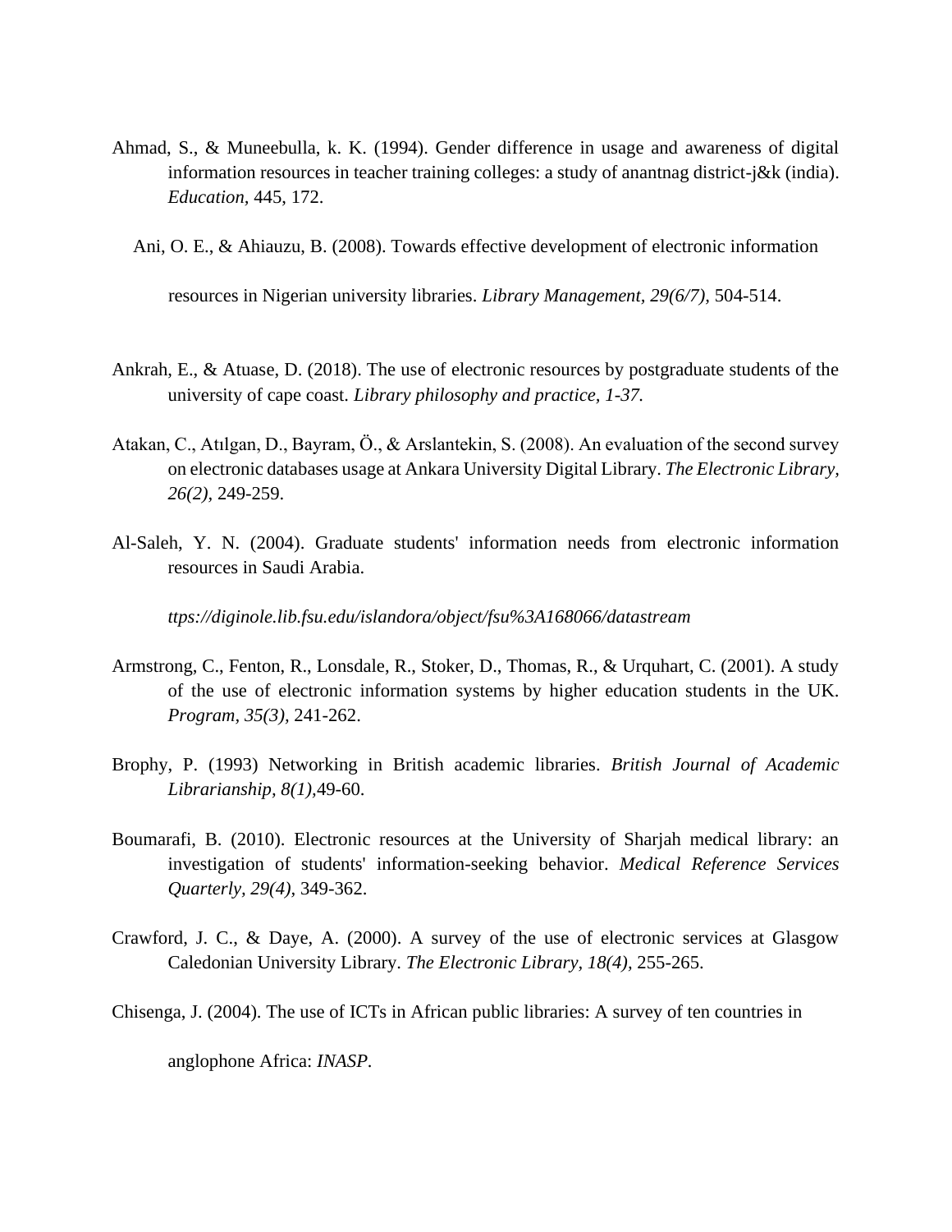Ahmad, S., & Muneebulla, k. K. (1994). Gender difference in usage and awareness of digital information resources in teacher training colleges: a study of anantnag district-j&k (india). *Education,* 445, 172.

Ani, O. E., & Ahiauzu, B. (2008). Towards effective development of electronic information resources in Nigerian university libraries. *Library Management, 29(6/7),* 504-514.

Ankrah, E., & Atuase, D. (2018). The use of electronic resources by postgraduate students of the university of cape coast. *Library philosophy and practice, 1-37.*

Atakan, C., Atılgan, D., Bayram, Ö., & Arslantekin, S. (2008). An evaluation of the second survey on electronic databases usage at Ankara University Digital Library. *The Electronic Library, 26(2),* 249-259.

Al-Saleh, Y. N. (2004). Graduate students' information needs from electronic information resources in Saudi Arabia.

*ttps://diginole.lib.fsu.edu/islandora/object/fsu%3A168066/datastream*

Armstrong, C., Fenton, R., Lonsdale, R., Stoker, D., Thomas, R., & Urquhart, C. (2001). A study of the use of electronic information systems by higher education students in the UK. *Program, 35(3),* 241-262.

Brophy, P. (1993) Networking in British academic libraries. *British Journal of Academic Librarianship, 8(1),*49-60.

Boumarafi, B. (2010). Electronic resources at the University of Sharjah medical library: an investigation of students' information-seeking behavior. *Medical Reference Services Quarterly, 29(4),* 349-362.

Crawford, J. C., & Daye, A. (2000). A survey of the use of electronic services at Glasgow Caledonian University Library. *The Electronic Library, 18(4),* 255-265.

Chisenga, J. (2004). The use of ICTs in African public libraries: A survey of ten countries in anglophone Africa: *INASP.*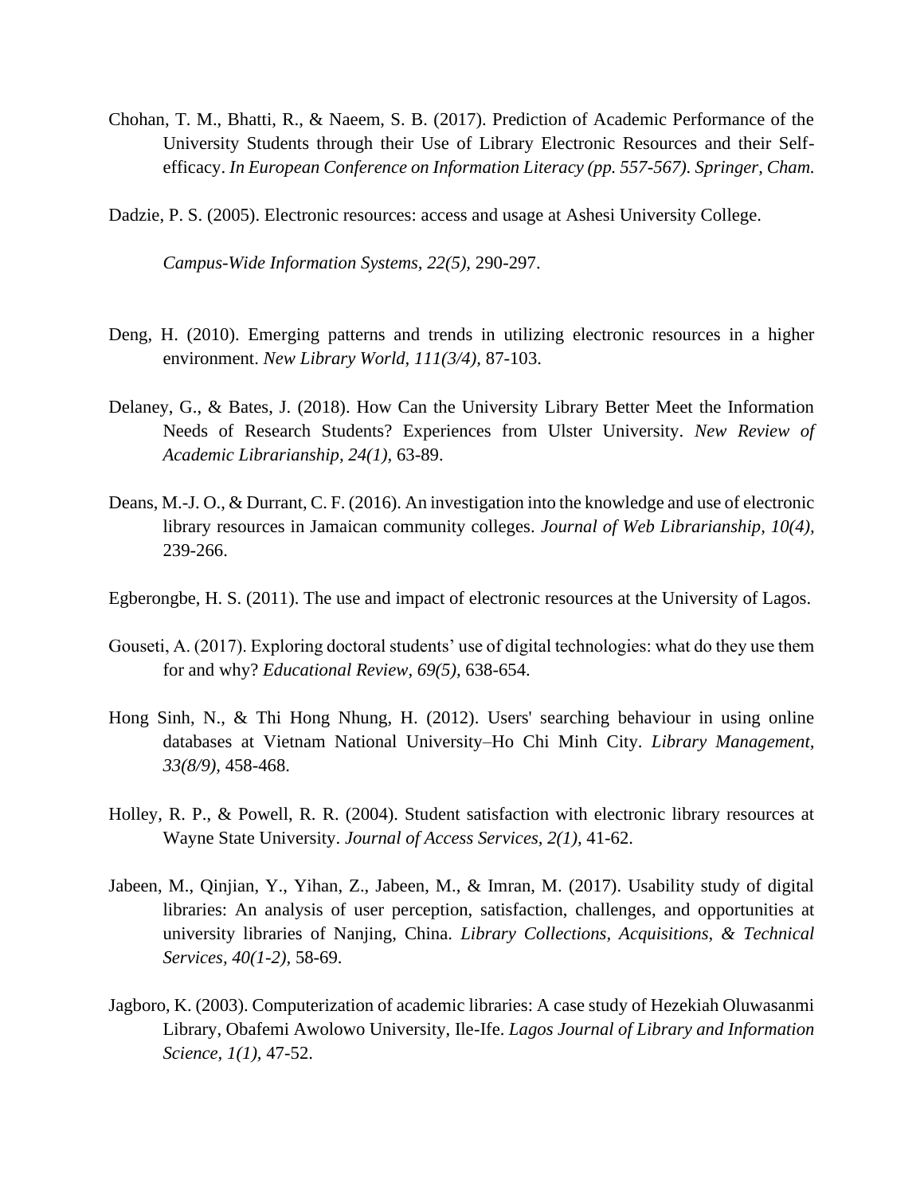Chohan, T. M., Bhatti, R., & Naeem, S. B. (2017). Prediction of Academic Performance of the University Students through their Use of Library Electronic Resources and their Self-efficacy. *In European Conference on Information Literacy (pp. 557-567). Springer, Cham.*

Dadzie, P. S. (2005). Electronic resources: access and usage at Ashesi University College. *Campus-Wide Information Systems, 22(5),* 290-297.

Deng, H. (2010). Emerging patterns and trends in utilizing electronic resources in a higher environment. *New Library World, 111(3/4),* 87-103.

Delaney, G., & Bates, J. (2018). How Can the University Library Better Meet the Information Needs of Research Students? Experiences from Ulster University. *New Review of Academic Librarianship, 24(1),* 63-89.

Deans, M.-J. O., & Durrant, C. F. (2016). An investigation into the knowledge and use of electronic library resources in Jamaican community colleges. *Journal of Web Librarianship, 10(4),* 239-266.

Egberongbe, H. S. (2011). The use and impact of electronic resources at the University of Lagos.

Gouseti, A. (2017). Exploring doctoral students' use of digital technologies: what do they use them for and why? *Educational Review, 69(5),* 638-654.

Hong Sinh, N., & Thi Hong Nhung, H. (2012). Users' searching behaviour in using online databases at Vietnam National University–Ho Chi Minh City. *Library Management, 33(8/9),* 458-468.

Holley, R. P., & Powell, R. R. (2004). Student satisfaction with electronic library resources at Wayne State University. *Journal of Access Services, 2(1),* 41-62.

Jabeen, M., Qinjian, Y., Yihan, Z., Jabeen, M., & Imran, M. (2017). Usability study of digital libraries: An analysis of user perception, satisfaction, challenges, and opportunities at university libraries of Nanjing, China. *Library Collections, Acquisitions, & Technical Services, 40(1-2),* 58-69.

Jagboro, K. (2003). Computerization of academic libraries: A case study of Hezekiah Oluwasanmi Library, Obafemi Awolowo University, Ile-Ife. *Lagos Journal of Library and Information Science, 1(1),* 47-52.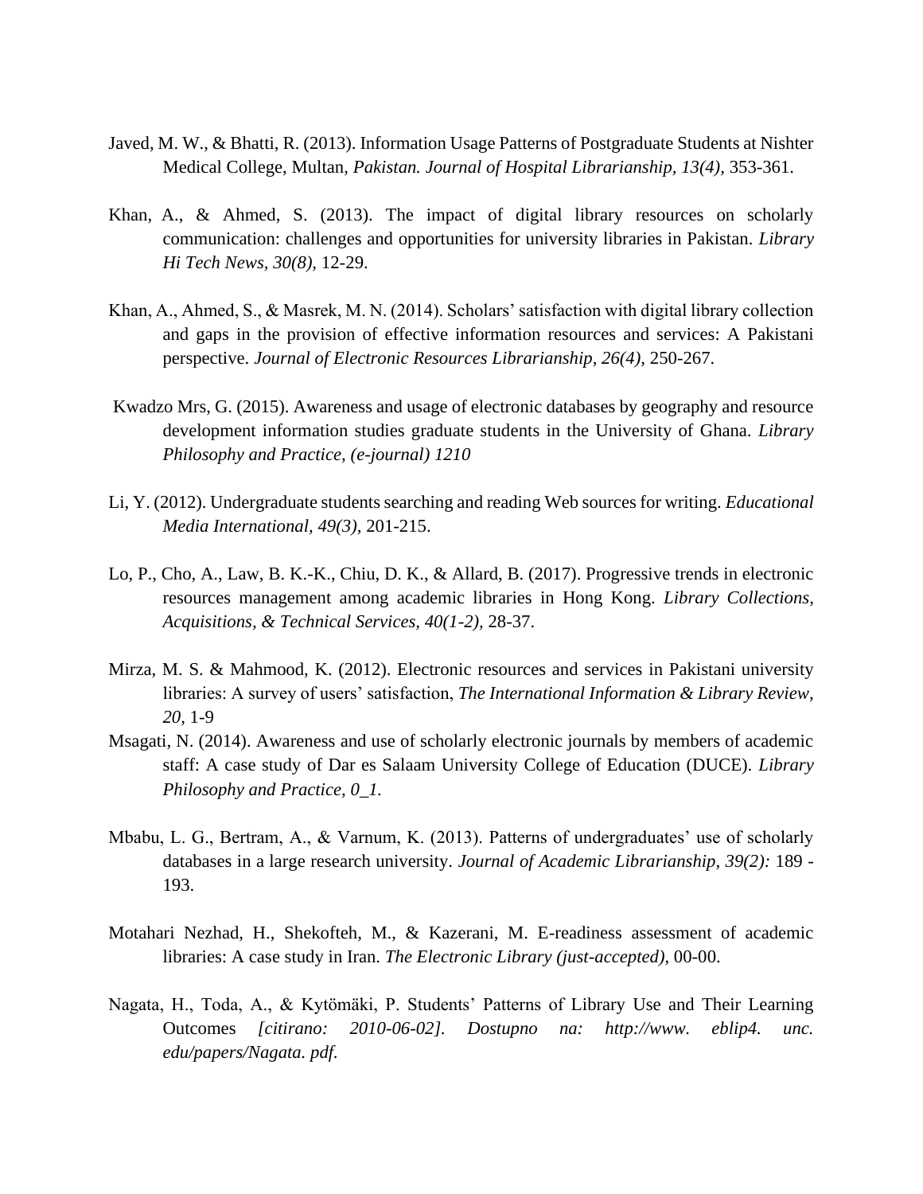Javed, M. W., & Bhatti, R. (2013). Information Usage Patterns of Postgraduate Students at Nishter Medical College, Multan, *Pakistan. Journal of Hospital Librarianship, 13(4),* 353-361.

Khan, A., & Ahmed, S. (2013). The impact of digital library resources on scholarly communication: challenges and opportunities for university libraries in Pakistan. *Library Hi Tech News, 30(8),* 12-29.

Khan, A., Ahmed, S., & Masrek, M. N. (2014). Scholars' satisfaction with digital library collection and gaps in the provision of effective information resources and services: A Pakistani perspective. *Journal of Electronic Resources Librarianship, 26(4),* 250-267.

Kwadzo Mrs, G. (2015). Awareness and usage of electronic databases by geography and resource development information studies graduate students in the University of Ghana. *Library Philosophy and Practice, (e-journal) 1210*

Li, Y. (2012). Undergraduate students searching and reading Web sources for writing. *Educational Media International, 49(3),* 201-215.

Lo, P., Cho, A., Law, B. K.-K., Chiu, D. K., & Allard, B. (2017). Progressive trends in electronic resources management among academic libraries in Hong Kong. *Library Collections, Acquisitions, & Technical Services, 40(1-2),* 28-37.

Mirza, M. S. & Mahmood, K. (2012). Electronic resources and services in Pakistani university libraries: A survey of users' satisfaction, *The International Information & Library Review, 20,* 1-9

Msagati, N. (2014). Awareness and use of scholarly electronic journals by members of academic staff: A case study of Dar es Salaam University College of Education (DUCE). *Library Philosophy and Practice, 0_1.*

Mbabu, L. G., Bertram, A., & Varnum, K. (2013). Patterns of undergraduates' use of scholarly databases in a large research university. *Journal of Academic Librarianship, 39(2):* 189 - 193.

Motahari Nezhad, H., Shekofteh, M., & Kazerani, M. E-readiness assessment of academic libraries: A case study in Iran. *The Electronic Library (just-accepted),* 00-00.

Nagata, H., Toda, A., & Kytömäki, P. Students' Patterns of Library Use and Their Learning Outcomes *[citirano: 2010-06-02]. Dostupno na: http://www. eblip4. unc. edu/papers/Nagata. pdf.*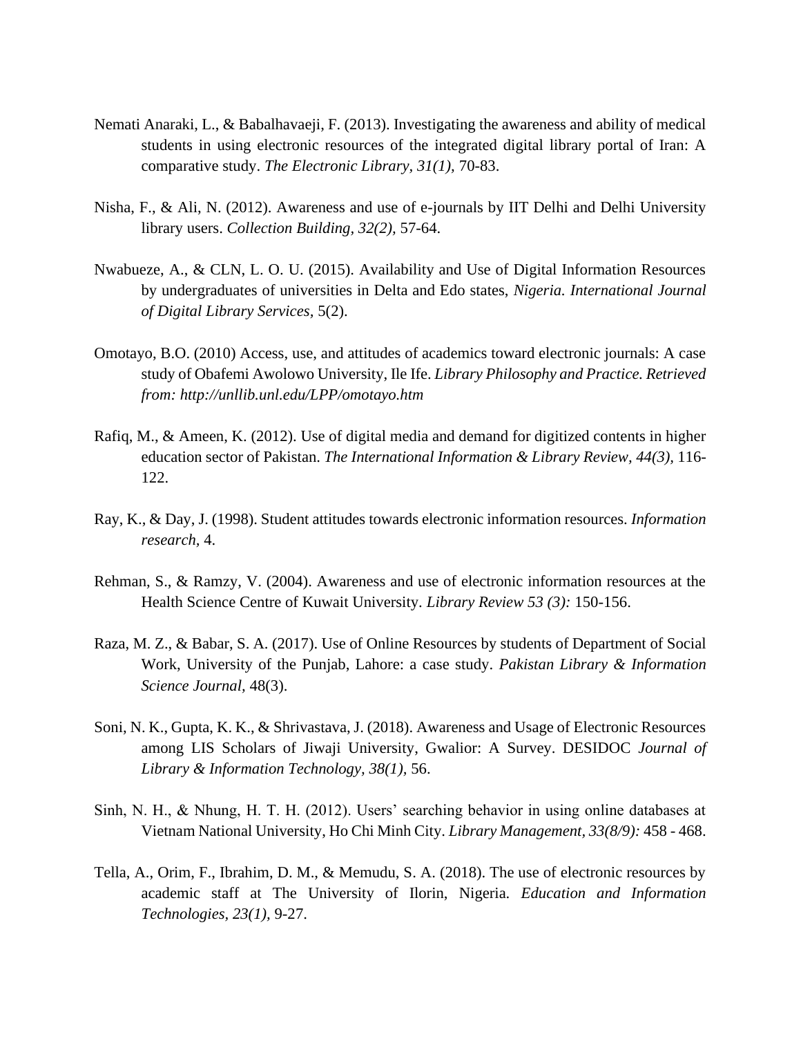Nemati Anaraki, L., & Babalhavaeji, F. (2013). Investigating the awareness and ability of medical students in using electronic resources of the integrated digital library portal of Iran: A comparative study. *The Electronic Library, 31(1),* 70-83.

Nisha, F., & Ali, N. (2012). Awareness and use of e-journals by IIT Delhi and Delhi University library users. *Collection Building, 32(2),* 57-64.

Nwabueze, A., & CLN, L. O. U. (2015). Availability and Use of Digital Information Resources by undergraduates of universities in Delta and Edo states, *Nigeria. International Journal of Digital Library Services,* 5(2).

Omotayo, B.O. (2010) Access, use, and attitudes of academics toward electronic journals: A case study of Obafemi Awolowo University, Ile Ife. *Library Philosophy and Practice. Retrieved from: http://unllib.unl.edu/LPP/omotayo.htm*

Rafiq, M., & Ameen, K. (2012). Use of digital media and demand for digitized contents in higher education sector of Pakistan. *The International Information & Library Review, 44(3),* 116-122.

Ray, K., & Day, J. (1998). Student attitudes towards electronic information resources. *Information research,* 4.

Rehman, S., & Ramzy, V. (2004). Awareness and use of electronic information resources at the Health Science Centre of Kuwait University. *Library Review 53 (3):* 150-156.

Raza, M. Z., & Babar, S. A. (2017). Use of Online Resources by students of Department of Social Work, University of the Punjab, Lahore: a case study. *Pakistan Library & Information Science Journal,* 48(3).

Soni, N. K., Gupta, K. K., & Shrivastava, J. (2018). Awareness and Usage of Electronic Resources among LIS Scholars of Jiwaji University, Gwalior: A Survey. DESIDOC *Journal of Library & Information Technology, 38(1),* 56.

Sinh, N. H., & Nhung, H. T. H. (2012). Users' searching behavior in using online databases at Vietnam National University, Ho Chi Minh City. *Library Management, 33(8/9):* 458 - 468.

Tella, A., Orim, F., Ibrahim, D. M., & Memudu, S. A. (2018). The use of electronic resources by academic staff at The University of Ilorin, Nigeria. *Education and Information Technologies, 23(1),* 9-27.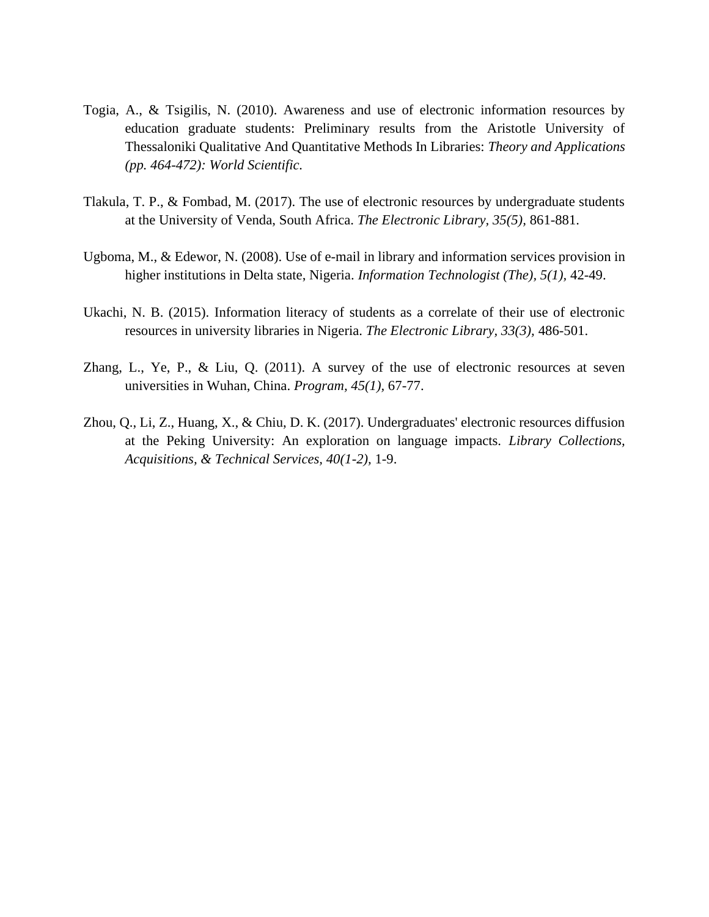Togia, A., & Tsigilis, N. (2010). Awareness and use of electronic information resources by education graduate students: Preliminary results from the Aristotle University of Thessaloniki Qualitative And Quantitative Methods In Libraries: *Theory and Applications (pp. 464-472): World Scientific.*

Tlakula, T. P., & Fombad, M. (2017). The use of electronic resources by undergraduate students at the University of Venda, South Africa. *The Electronic Library, 35(5),* 861-881.

Ugboma, M., & Edewor, N. (2008). Use of e-mail in library and information services provision in higher institutions in Delta state, Nigeria. *Information Technologist (The), 5(1),* 42-49.

Ukachi, N. B. (2015). Information literacy of students as a correlate of their use of electronic resources in university libraries in Nigeria. *The Electronic Library, 33(3),* 486-501.

Zhang, L., Ye, P., & Liu, Q. (2011). A survey of the use of electronic resources at seven universities in Wuhan, China. *Program, 45(1),* 67-77.

Zhou, Q., Li, Z., Huang, X., & Chiu, D. K. (2017). Undergraduates' electronic resources diffusion at the Peking University: An exploration on language impacts. *Library Collections, Acquisitions, & Technical Services, 40(1-2),* 1-9.